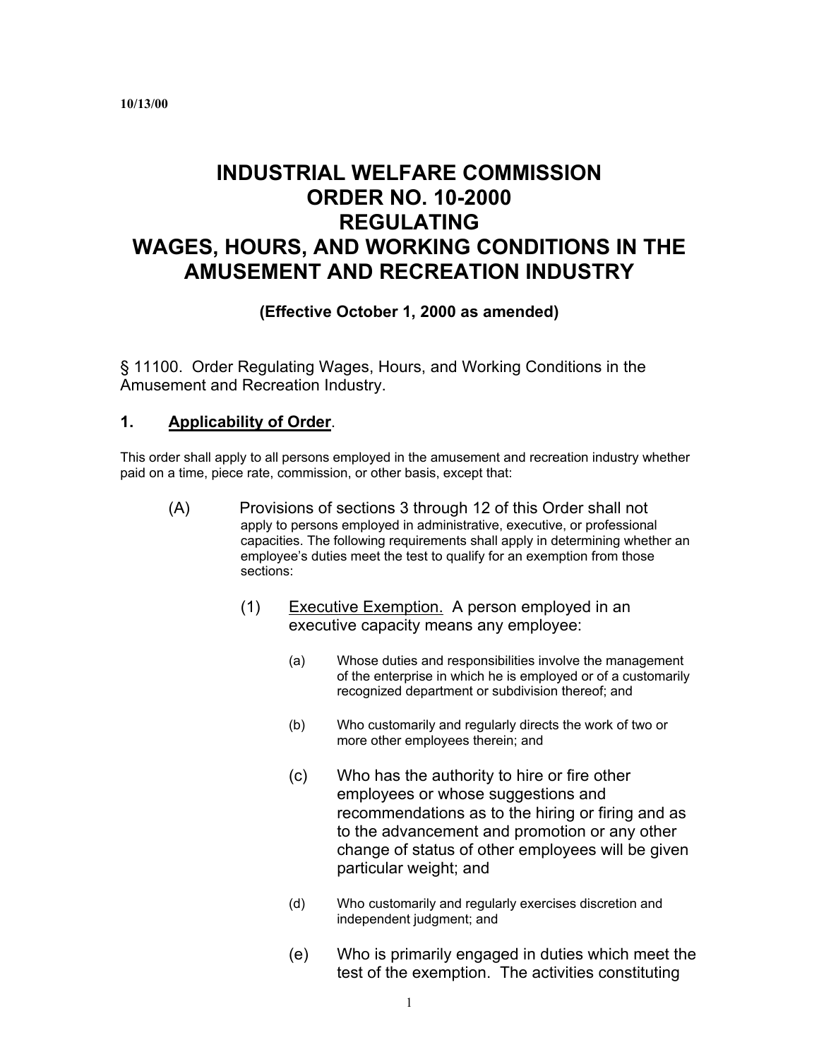10/13/00

# INDUSTRIAL WELFARE COMMISSION ORDER NO. 10-2000 REGULATING WAGES, HOURS, AND WORKING CONDITIONS IN THE AMUSEMENT AND RECREATION INDUSTRY

**(Effective October 1, 2000 as amended)**

§ 11100. Order Regulating Wages, Hours, and Working Conditions in the Amusement and Recreation Industry.

## 1. Applicability of Order.

This order shall apply to all persons employed in the amusement and recreation industry whether paid on a time, piece rate, commission, or other basis, except that:

(A) Provisions of sections 3 through 12 of this Order shall not apply to persons employed in administrative, executive, or professional capacities. The following requirements shall apply in determining whether an employee's duties meet the test to qualify for an exemption from those sections:

(1) Executive Exemption. A person employed in an executive capacity means any employee:

(a) Whose duties and responsibilities involve the management of the enterprise in which he is employed or of a customarily recognized department or subdivision thereof; and

(b) Who customarily and regularly directs the work of two or more other employees therein; and

(c) Who has the authority to hire or fire other employees or whose suggestions and recommendations as to the hiring or firing and as to the advancement and promotion or any other change of status of other employees will be given particular weight; and

(d) Who customarily and regularly exercises discretion and independent judgment; and

(e) Who is primarily engaged in duties which meet the test of the exemption. The activities constituting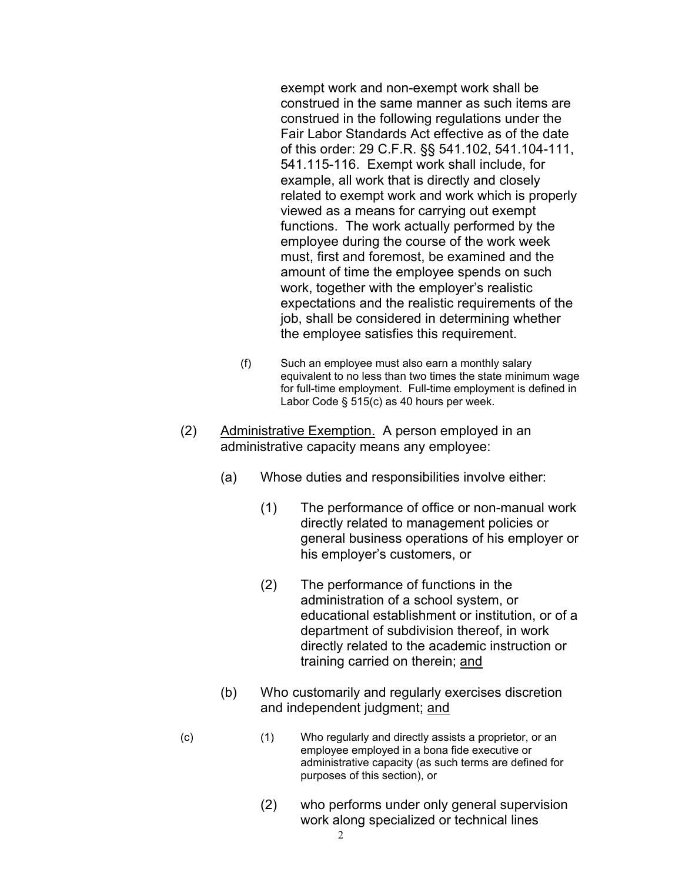exempt work and non-exempt work shall be construed in the same manner as such items are construed in the following regulations under the Fair Labor Standards Act effective as of the date of this order: 29 C.F.R. §§ 541.102, 541.104-111, 541.115-116. Exempt work shall include, for example, all work that is directly and closely related to exempt work and work which is properly viewed as a means for carrying out exempt functions. The work actually performed by the employee during the course of the work week must, first and foremost, be examined and the amount of time the employee spends on such work, together with the employer's realistic expectations and the realistic requirements of the job, shall be considered in determining whether the employee satisfies this requirement.

(f) Such an employee must also earn a monthly salary equivalent to no less than two times the state minimum wage for full-time employment. Full-time employment is defined in Labor Code § 515(c) as 40 hours per week.

(2) Administrative Exemption. A person employed in an administrative capacity means any employee:

(a) Whose duties and responsibilities involve either:

(1) The performance of office or non-manual work directly related to management policies or general business operations of his employer or his employer's customers, or

(2) The performance of functions in the administration of a school system, or educational establishment or institution, or of a department of subdivision thereof, in work directly related to the academic instruction or training carried on therein; and

(b) Who customarily and regularly exercises discretion and independent judgment; and

(c) (1) Who regularly and directly assists a proprietor, or an employee employed in a bona fide executive or administrative capacity (as such terms are defined for purposes of this section), or

(2) who performs under only general supervision work along specialized or technical lines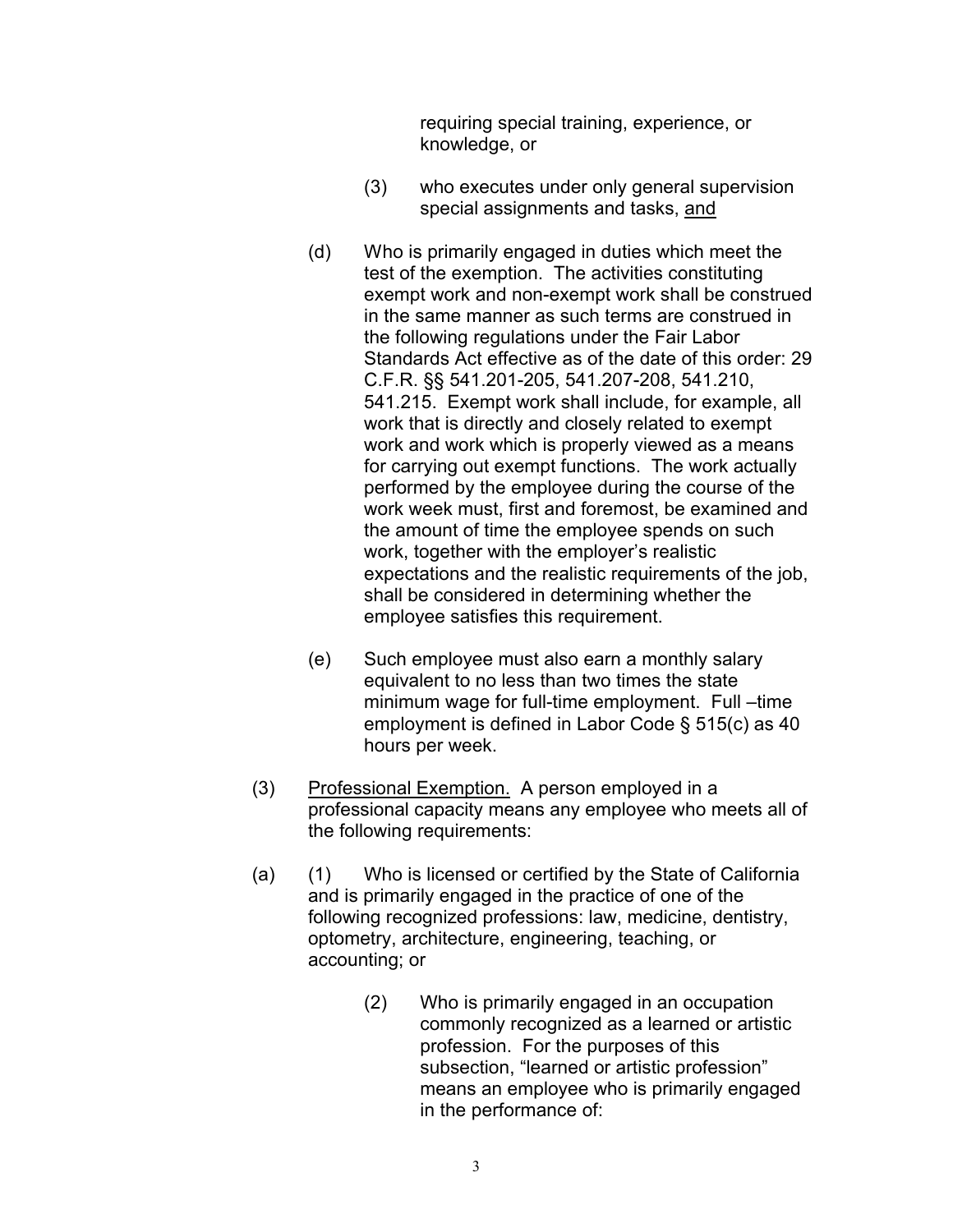requiring special training, experience, or knowledge, or

(3) who executes under only general supervision special assignments and tasks, <u>and</u>

(d) Who is primarily engaged in duties which meet the test of the exemption. The activities constituting exempt work and non-exempt work shall be construed in the same manner as such terms are construed in the following regulations under the Fair Labor Standards Act effective as of the date of this order: 29 C.F.R. §§ 541.201-205, 541.207-208, 541.210, 541.215. Exempt work shall include, for example, all work that is directly and closely related to exempt work and work which is properly viewed as a means for carrying out exempt functions. The work actually performed by the employee during the course of the work week must, first and foremost, be examined and the amount of time the employee spends on such work, together with the employer's realistic expectations and the realistic requirements of the job, shall be considered in determining whether the employee satisfies this requirement.

(e) Such employee must also earn a monthly salary equivalent to no less than two times the state minimum wage for full-time employment. Full –time employment is defined in Labor Code § 515(c) as 40 hours per week.

(3) <u>Professional Exemption.</u> A person employed in a professional capacity means any employee who meets all of the following requirements:

(a) (1) Who is licensed or certified by the State of California and is primarily engaged in the practice of one of the following recognized professions: law, medicine, dentistry, optometry, architecture, engineering, teaching, or accounting; or

(2) Who is primarily engaged in an occupation commonly recognized as a learned or artistic profession. For the purposes of this subsection, "learned or artistic profession" means an employee who is primarily engaged in the performance of: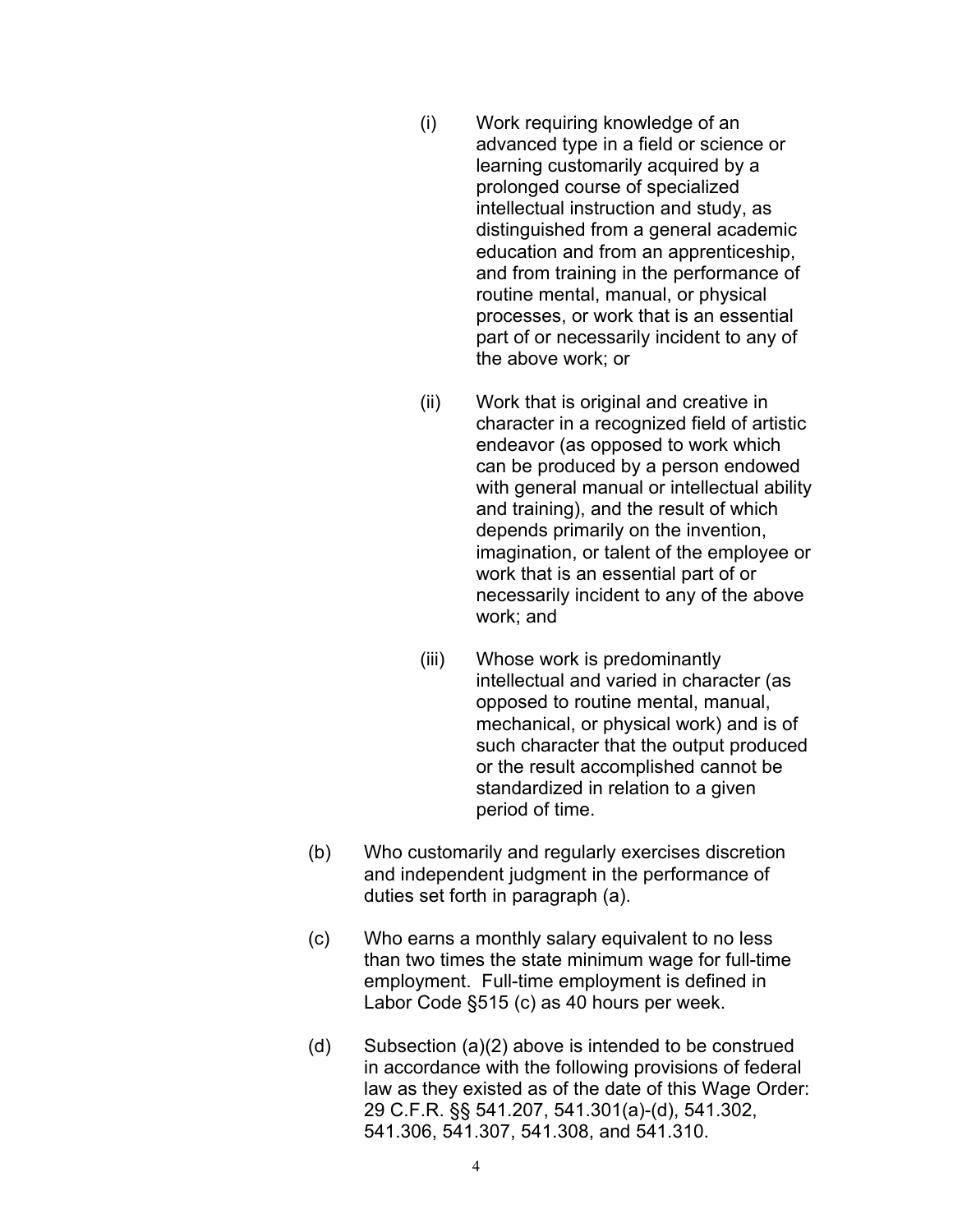(i) Work requiring knowledge of an advanced type in a field or science or learning customarily acquired by a prolonged course of specialized intellectual instruction and study, as distinguished from a general academic education and from an apprenticeship, and from training in the performance of routine mental, manual, or physical processes, or work that is an essential part of or necessarily incident to any of the above work; or

(ii) Work that is original and creative in character in a recognized field of artistic endeavor (as opposed to work which can be produced by a person endowed with general manual or intellectual ability and training), and the result of which depends primarily on the invention, imagination, or talent of the employee or work that is an essential part of or necessarily incident to any of the above work; and

(iii) Whose work is predominantly intellectual and varied in character (as opposed to routine mental, manual, mechanical, or physical work) and is of such character that the output produced or the result accomplished cannot be standardized in relation to a given period of time.

(b) Who customarily and regularly exercises discretion and independent judgment in the performance of duties set forth in paragraph (a).

(c) Who earns a monthly salary equivalent to no less than two times the state minimum wage for full-time employment. Full-time employment is defined in Labor Code §515 (c) as 40 hours per week.

(d) Subsection (a)(2) above is intended to be construed in accordance with the following provisions of federal law as they existed as of the date of this Wage Order: 29 C.F.R. §§ 541.207, 541.301(a)-(d), 541.302, 541.306, 541.307, 541.308, and 541.310.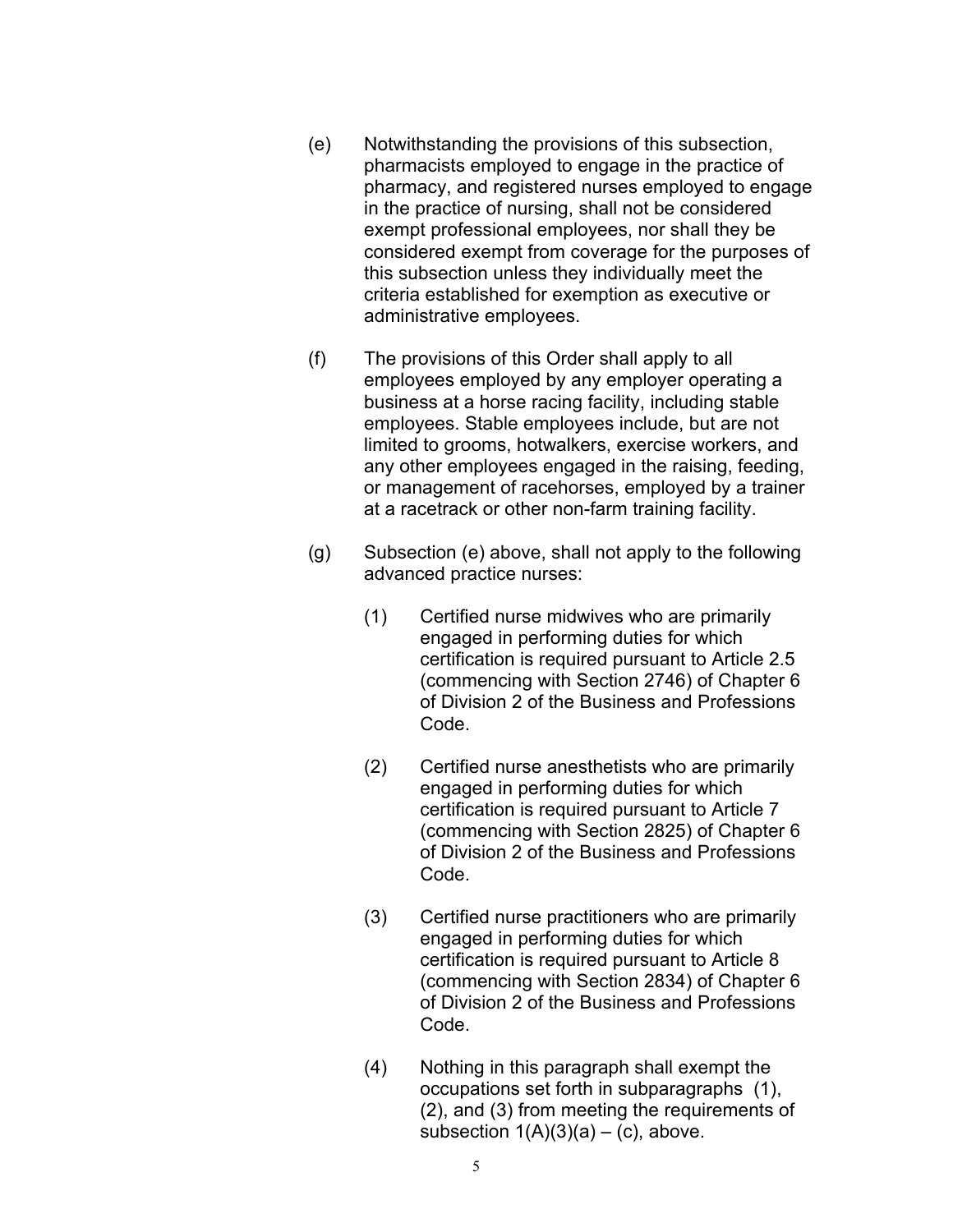(e) Notwithstanding the provisions of this subsection, pharmacists employed to engage in the practice of pharmacy, and registered nurses employed to engage in the practice of nursing, shall not be considered exempt professional employees, nor shall they be considered exempt from coverage for the purposes of this subsection unless they individually meet the criteria established for exemption as executive or administrative employees.

(f) The provisions of this Order shall apply to all employees employed by any employer operating a business at a horse racing facility, including stable employees. Stable employees include, but are not limited to grooms, hotwalkers, exercise workers, and any other employees engaged in the raising, feeding, or management of racehorses, employed by a trainer at a racetrack or other non-farm training facility.

(g) Subsection (e) above, shall not apply to the following advanced practice nurses:

(1) Certified nurse midwives who are primarily engaged in performing duties for which certification is required pursuant to Article 2.5 (commencing with Section 2746) of Chapter 6 of Division 2 of the Business and Professions Code.

(2) Certified nurse anesthetists who are primarily engaged in performing duties for which certification is required pursuant to Article 7 (commencing with Section 2825) of Chapter 6 of Division 2 of the Business and Professions Code.

(3) Certified nurse practitioners who are primarily engaged in performing duties for which certification is required pursuant to Article 8 (commencing with Section 2834) of Chapter 6 of Division 2 of the Business and Professions Code.

(4) Nothing in this paragraph shall exempt the occupations set forth in subparagraphs (1), (2), and (3) from meeting the requirements of subsection 1(A)(3)(a) – (c), above.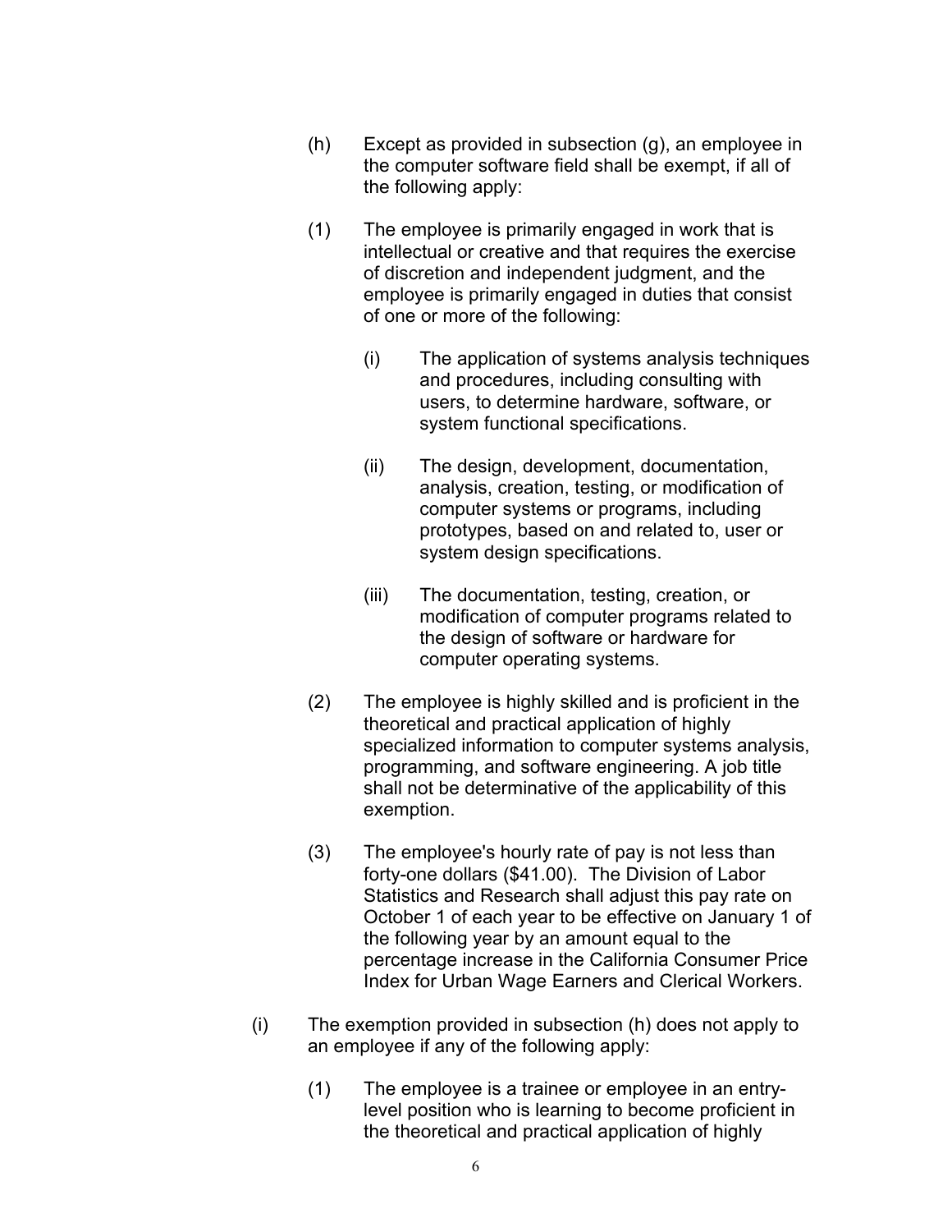(h) Except as provided in subsection (g), an employee in the computer software field shall be exempt, if all of the following apply:

(1) The employee is primarily engaged in work that is intellectual or creative and that requires the exercise of discretion and independent judgment, and the employee is primarily engaged in duties that consist of one or more of the following:

(i) The application of systems analysis techniques and procedures, including consulting with users, to determine hardware, software, or system functional specifications.

(ii) The design, development, documentation, analysis, creation, testing, or modification of computer systems or programs, including prototypes, based on and related to, user or system design specifications.

(iii) The documentation, testing, creation, or modification of computer programs related to the design of software or hardware for computer operating systems.

(2) The employee is highly skilled and is proficient in the theoretical and practical application of highly specialized information to computer systems analysis, programming, and software engineering. A job title shall not be determinative of the applicability of this exemption.

(3) The employee's hourly rate of pay is not less than forty-one dollars ($41.00). The Division of Labor Statistics and Research shall adjust this pay rate on October 1 of each year to be effective on January 1 of the following year by an amount equal to the percentage increase in the California Consumer Price Index for Urban Wage Earners and Clerical Workers.

(i) The exemption provided in subsection (h) does not apply to an employee if any of the following apply:

(1) The employee is a trainee or employee in an entry-level position who is learning to become proficient in the theoretical and practical application of highly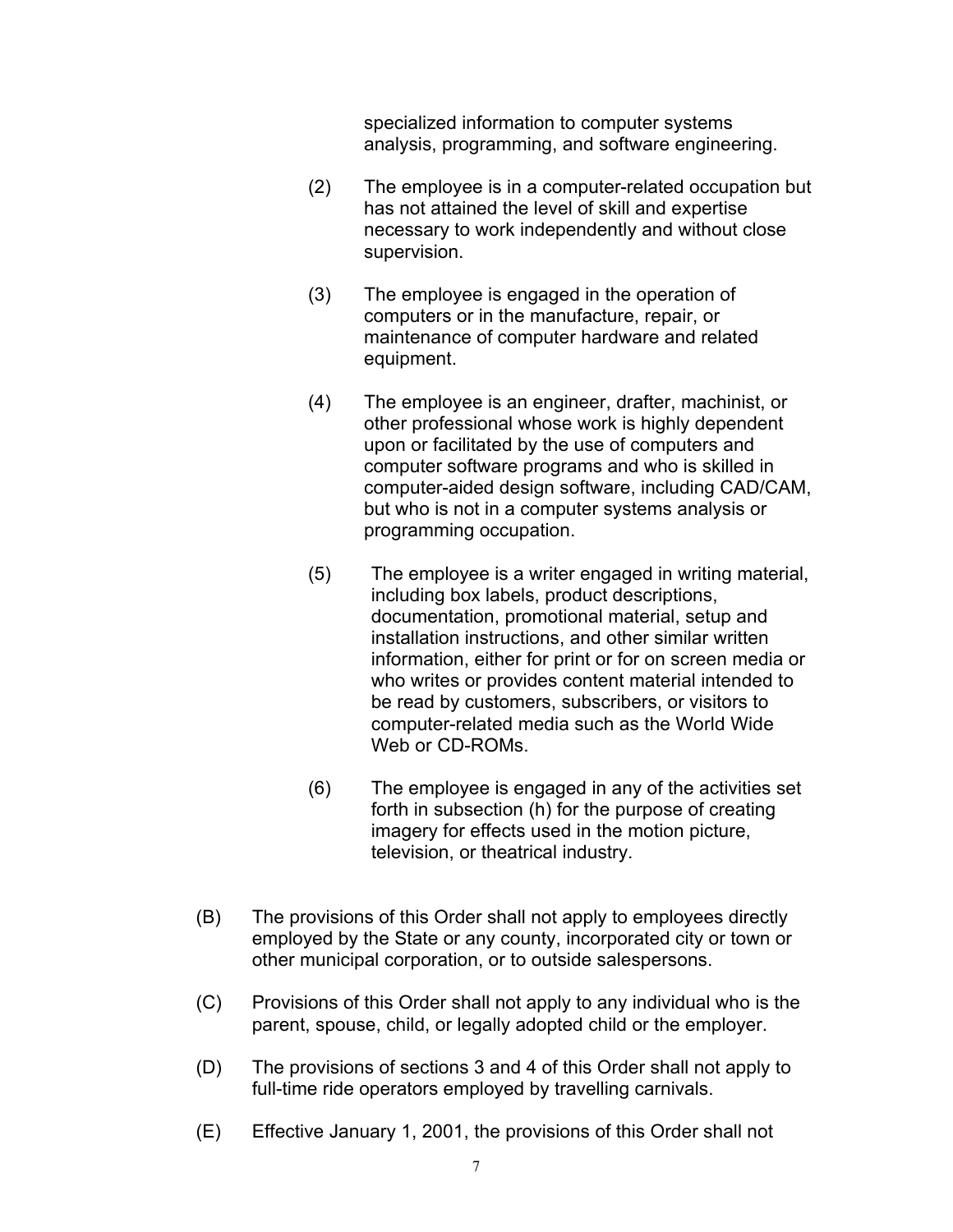specialized information to computer systems analysis, programming, and software engineering.

(2) The employee is in a computer-related occupation but has not attained the level of skill and expertise necessary to work independently and without close supervision.

(3) The employee is engaged in the operation of computers or in the manufacture, repair, or maintenance of computer hardware and related equipment.

(4) The employee is an engineer, drafter, machinist, or other professional whose work is highly dependent upon or facilitated by the use of computers and computer software programs and who is skilled in computer-aided design software, including CAD/CAM, but who is not in a computer systems analysis or programming occupation.

(5) The employee is a writer engaged in writing material, including box labels, product descriptions, documentation, promotional material, setup and installation instructions, and other similar written information, either for print or for on screen media or who writes or provides content material intended to be read by customers, subscribers, or visitors to computer-related media such as the World Wide Web or CD-ROMs.

(6) The employee is engaged in any of the activities set forth in subsection (h) for the purpose of creating imagery for effects used in the motion picture, television, or theatrical industry.

(B) The provisions of this Order shall not apply to employees directly employed by the State or any county, incorporated city or town or other municipal corporation, or to outside salespersons.

(C) Provisions of this Order shall not apply to any individual who is the parent, spouse, child, or legally adopted child or the employer.

(D) The provisions of sections 3 and 4 of this Order shall not apply to full-time ride operators employed by travelling carnivals.

(E) Effective January 1, 2001, the provisions of this Order shall not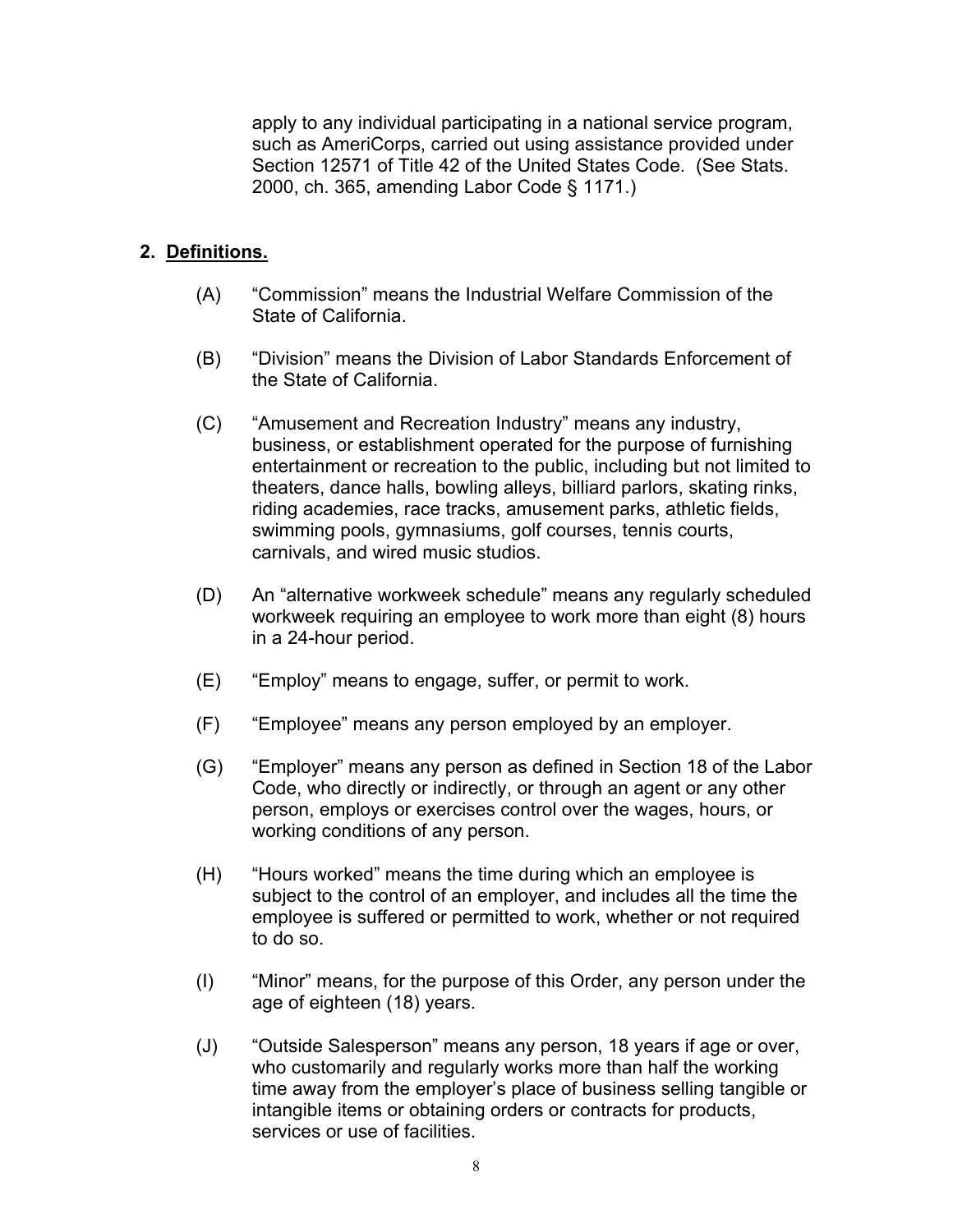apply to any individual participating in a national service program, such as AmeriCorps, carried out using assistance provided under Section 12571 of Title 42 of the United States Code. (See Stats. 2000, ch. 365, amending Labor Code § 1171.)

## 2. Definitions.

(A) "Commission" means the Industrial Welfare Commission of the State of California.

(B) "Division" means the Division of Labor Standards Enforcement of the State of California.

(C) "Amusement and Recreation Industry" means any industry, business, or establishment operated for the purpose of furnishing entertainment or recreation to the public, including but not limited to theaters, dance halls, bowling alleys, billiard parlors, skating rinks, riding academies, race tracks, amusement parks, athletic fields, swimming pools, gymnasiums, golf courses, tennis courts, carnivals, and wired music studios.

(D) An "alternative workweek schedule" means any regularly scheduled workweek requiring an employee to work more than eight (8) hours in a 24-hour period.

(E) "Employ" means to engage, suffer, or permit to work.

(F) "Employee" means any person employed by an employer.

(G) "Employer" means any person as defined in Section 18 of the Labor Code, who directly or indirectly, or through an agent or any other person, employs or exercises control over the wages, hours, or working conditions of any person.

(H) "Hours worked" means the time during which an employee is subject to the control of an employer, and includes all the time the employee is suffered or permitted to work, whether or not required to do so.

(I) "Minor" means, for the purpose of this Order, any person under the age of eighteen (18) years.

(J) "Outside Salesperson" means any person, 18 years if age or over, who customarily and regularly works more than half the working time away from the employer's place of business selling tangible or intangible items or obtaining orders or contracts for products, services or use of facilities.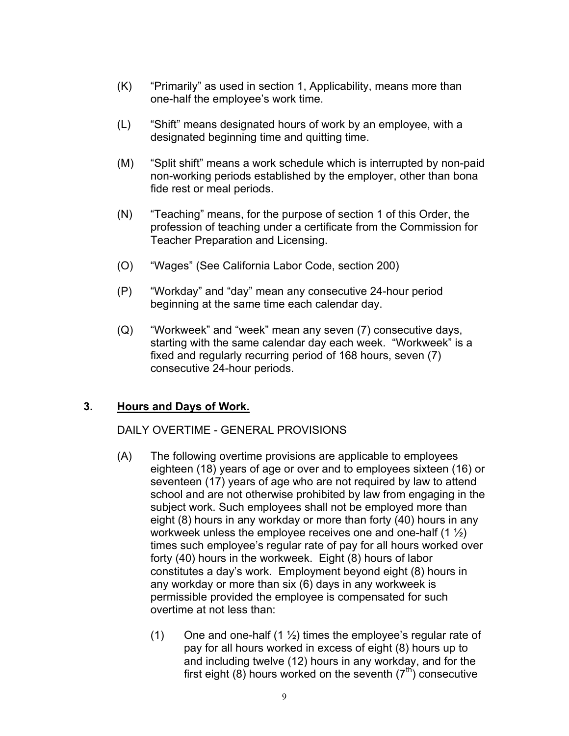(K) "Primarily" as used in section 1, Applicability, means more than one-half the employee's work time.

(L) "Shift" means designated hours of work by an employee, with a designated beginning time and quitting time.

(M) "Split shift" means a work schedule which is interrupted by non-paid non-working periods established by the employer, other than bona fide rest or meal periods.

(N) "Teaching" means, for the purpose of section 1 of this Order, the profession of teaching under a certificate from the Commission for Teacher Preparation and Licensing.

(O) "Wages" (See California Labor Code, section 200)

(P) "Workday" and "day" mean any consecutive 24-hour period beginning at the same time each calendar day.

(Q) "Workweek" and "week" mean any seven (7) consecutive days, starting with the same calendar day each week. "Workweek" is a fixed and regularly recurring period of 168 hours, seven (7) consecutive 24-hour periods.

## 3. <u>Hours and Days of Work.</u>

DAILY OVERTIME - GENERAL PROVISIONS

(A) The following overtime provisions are applicable to employees eighteen (18) years of age or over and to employees sixteen (16) or seventeen (17) years of age who are not required by law to attend school and are not otherwise prohibited by law from engaging in the subject work. Such employees shall not be employed more than eight (8) hours in any workday or more than forty (40) hours in any workweek unless the employee receives one and one-half (1 ½) times such employee's regular rate of pay for all hours worked over forty (40) hours in the workweek. Eight (8) hours of labor constitutes a day's work. Employment beyond eight (8) hours in any workday or more than six (6) days in any workweek is permissible provided the employee is compensated for such overtime at not less than:

(1) One and one-half (1 ½) times the employee's regular rate of pay for all hours worked in excess of eight (8) hours up to and including twelve (12) hours in any workday, and for the first eight (8) hours worked on the seventh ($7^{th}$) consecutive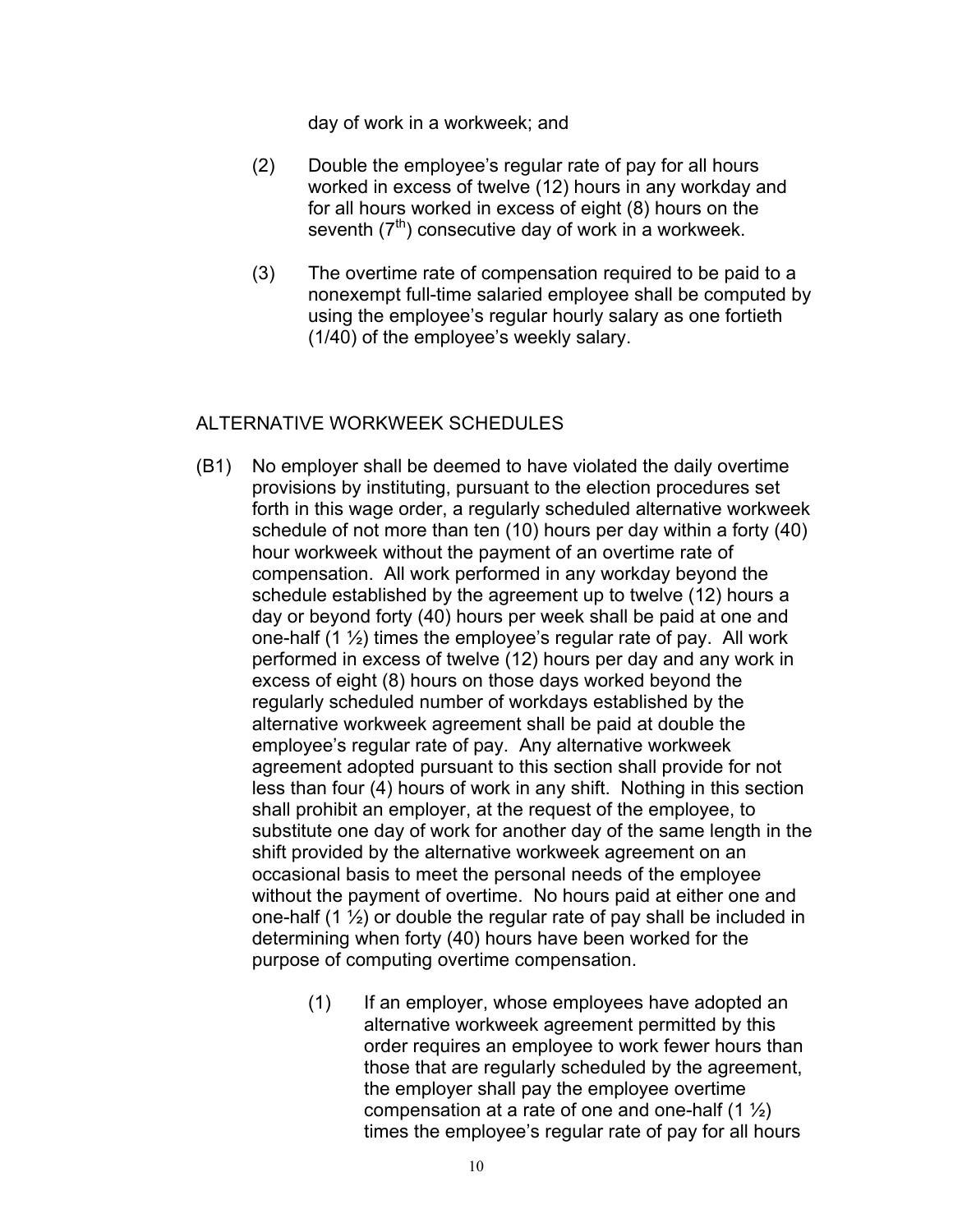day of work in a workweek; and

(2) Double the employee's regular rate of pay for all hours worked in excess of twelve (12) hours in any workday and for all hours worked in excess of eight (8) hours on the seventh ($7^{th}$) consecutive day of work in a workweek.

(3) The overtime rate of compensation required to be paid to a nonexempt full-time salaried employee shall be computed by using the employee's regular hourly salary as one fortieth (1/40) of the employee's weekly salary.

## ALTERNATIVE WORKWEEK SCHEDULES

(B1) No employer shall be deemed to have violated the daily overtime provisions by instituting, pursuant to the election procedures set forth in this wage order, a regularly scheduled alternative workweek schedule of not more than ten (10) hours per day within a forty (40) hour workweek without the payment of an overtime rate of compensation. All work performed in any workday beyond the schedule established by the agreement up to twelve (12) hours a day or beyond forty (40) hours per week shall be paid at one and one-half (1 ½) times the employee's regular rate of pay. All work performed in excess of twelve (12) hours per day and any work in excess of eight (8) hours on those days worked beyond the regularly scheduled number of workdays established by the alternative workweek agreement shall be paid at double the employee's regular rate of pay. Any alternative workweek agreement adopted pursuant to this section shall provide for not less than four (4) hours of work in any shift. Nothing in this section shall prohibit an employer, at the request of the employee, to substitute one day of work for another day of the same length in the shift provided by the alternative workweek agreement on an occasional basis to meet the personal needs of the employee without the payment of overtime. No hours paid at either one and one-half (1 ½) or double the regular rate of pay shall be included in determining when forty (40) hours have been worked for the purpose of computing overtime compensation.

(1) If an employer, whose employees have adopted an alternative workweek agreement permitted by this order requires an employee to work fewer hours than those that are regularly scheduled by the agreement, the employer shall pay the employee overtime compensation at a rate of one and one-half (1 ½) times the employee's regular rate of pay for all hours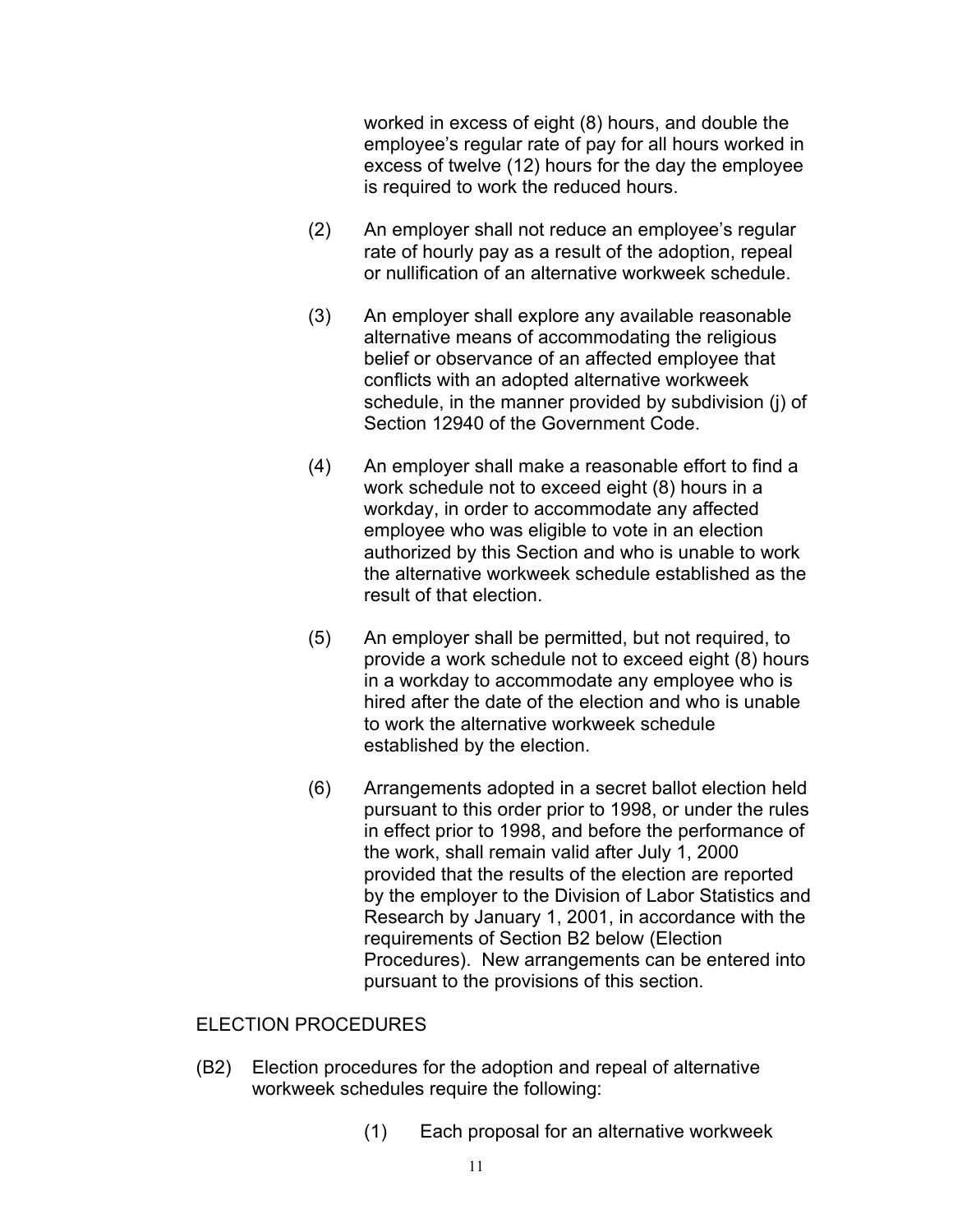worked in excess of eight (8) hours, and double the employee's regular rate of pay for all hours worked in excess of twelve (12) hours for the day the employee is required to work the reduced hours.

(2) An employer shall not reduce an employee's regular rate of hourly pay as a result of the adoption, repeal or nullification of an alternative workweek schedule.

(3) An employer shall explore any available reasonable alternative means of accommodating the religious belief or observance of an affected employee that conflicts with an adopted alternative workweek schedule, in the manner provided by subdivision (j) of Section 12940 of the Government Code.

(4) An employer shall make a reasonable effort to find a work schedule not to exceed eight (8) hours in a workday, in order to accommodate any affected employee who was eligible to vote in an election authorized by this Section and who is unable to work the alternative workweek schedule established as the result of that election.

(5) An employer shall be permitted, but not required, to provide a work schedule not to exceed eight (8) hours in a workday to accommodate any employee who is hired after the date of the election and who is unable to work the alternative workweek schedule established by the election.

(6) Arrangements adopted in a secret ballot election held pursuant to this order prior to 1998, or under the rules in effect prior to 1998, and before the performance of the work, shall remain valid after July 1, 2000 provided that the results of the election are reported by the employer to the Division of Labor Statistics and Research by January 1, 2001, in accordance with the requirements of Section B2 below (Election Procedures). New arrangements can be entered into pursuant to the provisions of this section.

ELECTION PROCEDURES

(B2) Election procedures for the adoption and repeal of alternative workweek schedules require the following:

(1) Each proposal for an alternative workweek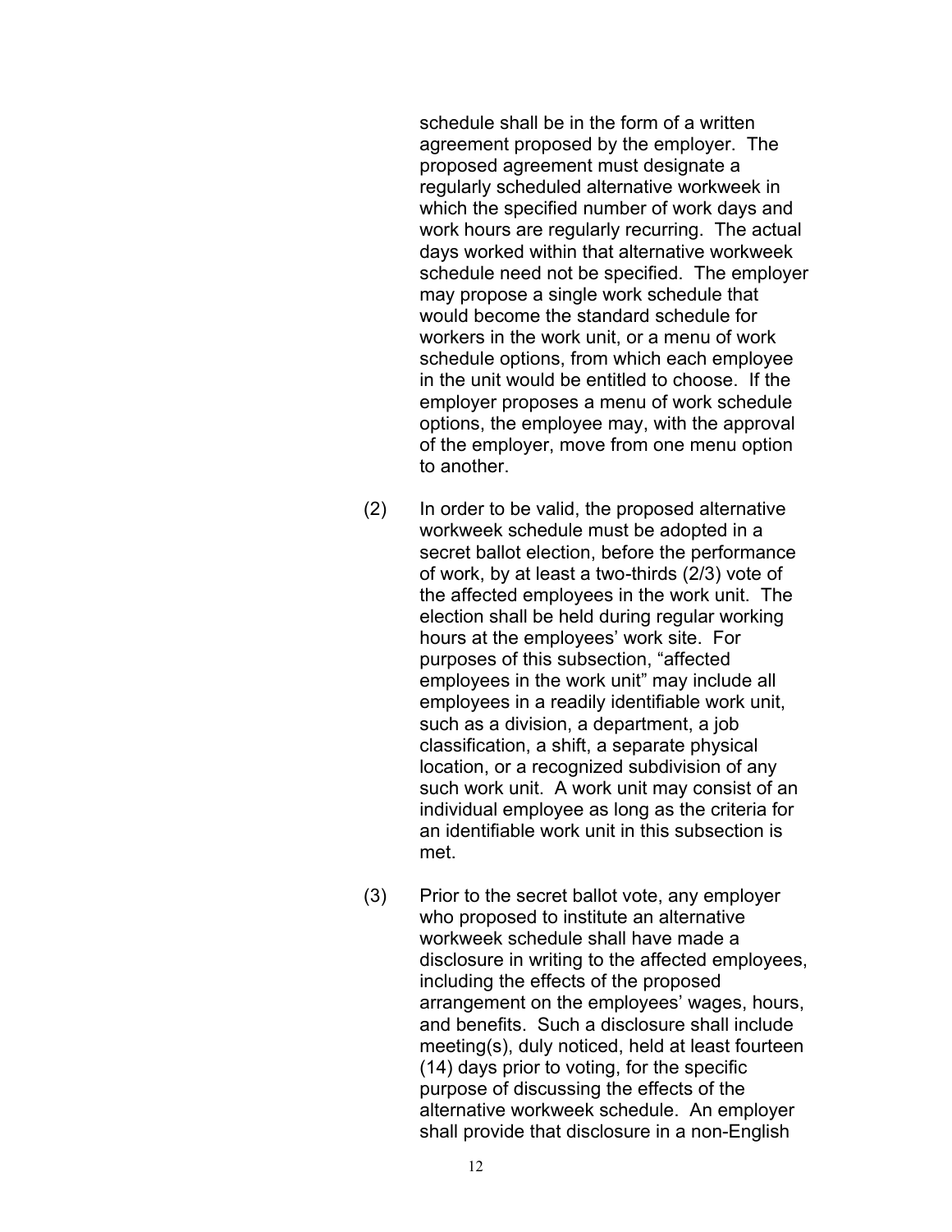schedule shall be in the form of a written agreement proposed by the employer. The proposed agreement must designate a regularly scheduled alternative workweek in which the specified number of work days and work hours are regularly recurring. The actual days worked within that alternative workweek schedule need not be specified. The employer may propose a single work schedule that would become the standard schedule for workers in the work unit, or a menu of work schedule options, from which each employee in the unit would be entitled to choose. If the employer proposes a menu of work schedule options, the employee may, with the approval of the employer, move from one menu option to another.

(2) In order to be valid, the proposed alternative workweek schedule must be adopted in a secret ballot election, before the performance of work, by at least a two-thirds (2/3) vote of the affected employees in the work unit. The election shall be held during regular working hours at the employees' work site. For purposes of this subsection, "affected employees in the work unit" may include all employees in a readily identifiable work unit, such as a division, a department, a job classification, a shift, a separate physical location, or a recognized subdivision of any such work unit. A work unit may consist of an individual employee as long as the criteria for an identifiable work unit in this subsection is met.

(3) Prior to the secret ballot vote, any employer who proposed to institute an alternative workweek schedule shall have made a disclosure in writing to the affected employees, including the effects of the proposed arrangement on the employees' wages, hours, and benefits. Such a disclosure shall include meeting(s), duly noticed, held at least fourteen (14) days prior to voting, for the specific purpose of discussing the effects of the alternative workweek schedule. An employer shall provide that disclosure in a non-English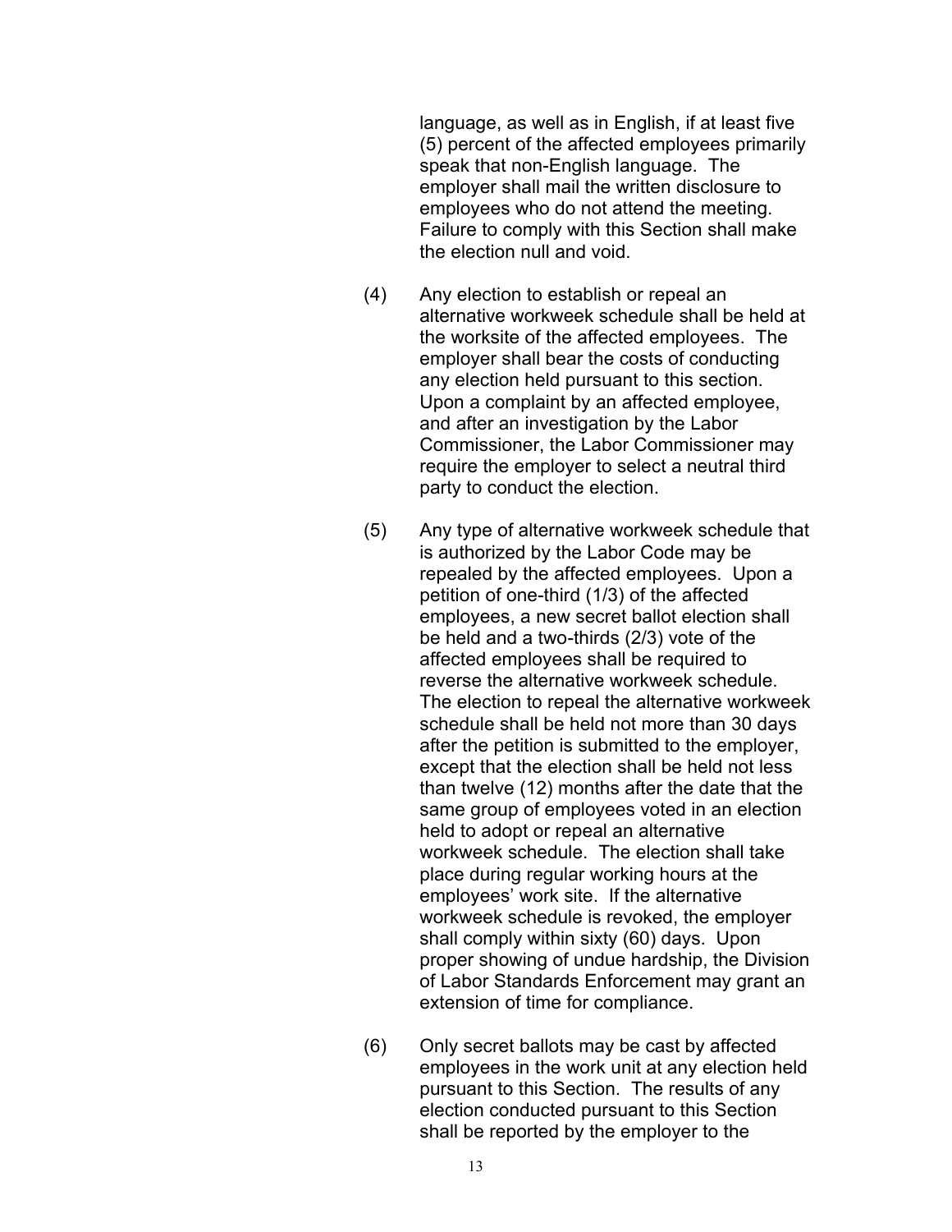language, as well as in English, if at least five (5) percent of the affected employees primarily speak that non-English language. The employer shall mail the written disclosure to employees who do not attend the meeting. Failure to comply with this Section shall make the election null and void.

(4) Any election to establish or repeal an alternative workweek schedule shall be held at the worksite of the affected employees. The employer shall bear the costs of conducting any election held pursuant to this section. Upon a complaint by an affected employee, and after an investigation by the Labor Commissioner, the Labor Commissioner may require the employer to select a neutral third party to conduct the election.

(5) Any type of alternative workweek schedule that is authorized by the Labor Code may be repealed by the affected employees. Upon a petition of one-third (1/3) of the affected employees, a new secret ballot election shall be held and a two-thirds (2/3) vote of the affected employees shall be required to reverse the alternative workweek schedule. The election to repeal the alternative workweek schedule shall be held not more than 30 days after the petition is submitted to the employer, except that the election shall be held not less than twelve (12) months after the date that the same group of employees voted in an election held to adopt or repeal an alternative workweek schedule. The election shall take place during regular working hours at the employees' work site. If the alternative workweek schedule is revoked, the employer shall comply within sixty (60) days. Upon proper showing of undue hardship, the Division of Labor Standards Enforcement may grant an extension of time for compliance.

(6) Only secret ballots may be cast by affected employees in the work unit at any election held pursuant to this Section. The results of any election conducted pursuant to this Section shall be reported by the employer to the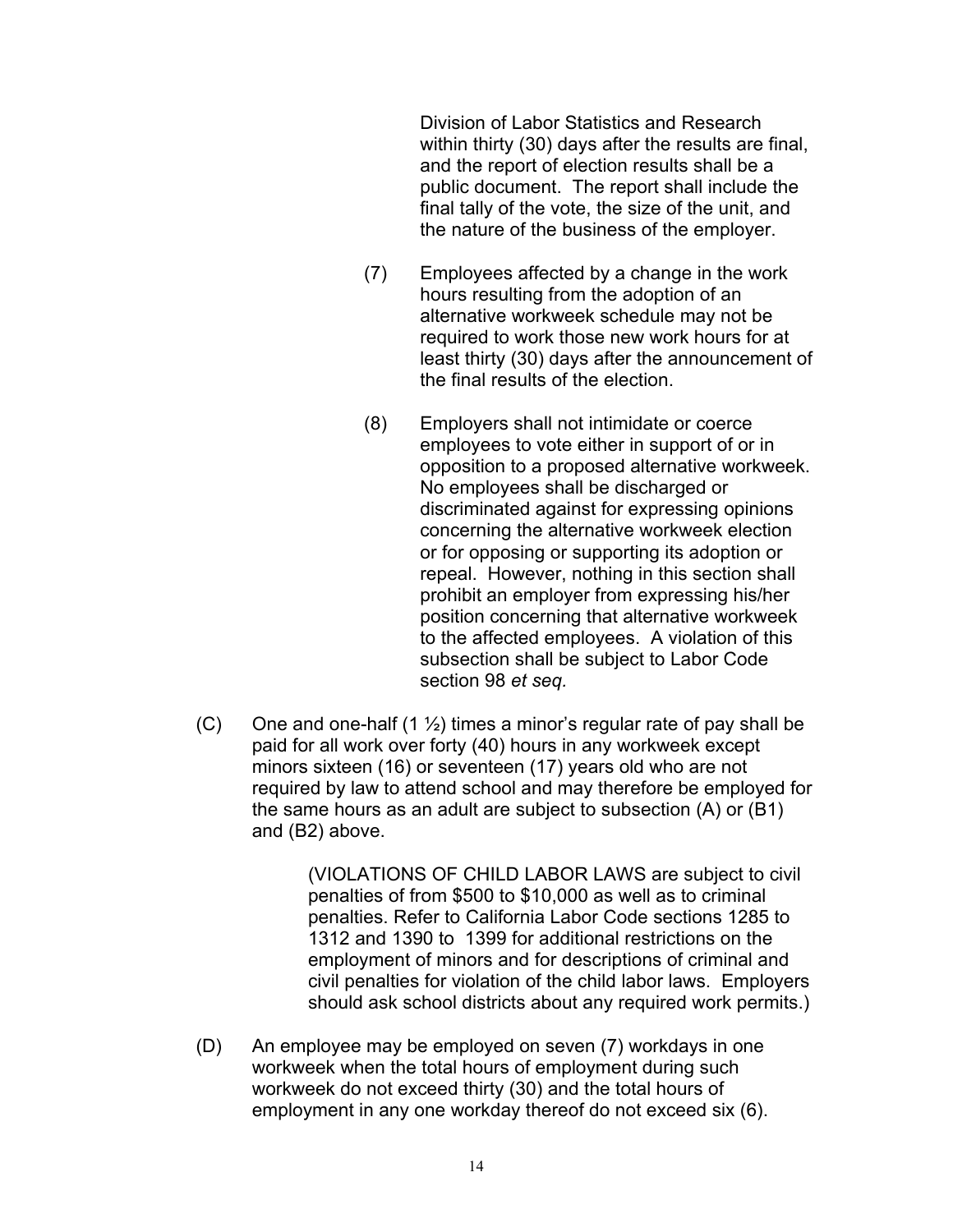Division of Labor Statistics and Research within thirty (30) days after the results are final, and the report of election results shall be a public document. The report shall include the final tally of the vote, the size of the unit, and the nature of the business of the employer.

(7) Employees affected by a change in the work hours resulting from the adoption of an alternative workweek schedule may not be required to work those new work hours for at least thirty (30) days after the announcement of the final results of the election.

(8) Employers shall not intimidate or coerce employees to vote either in support of or in opposition to a proposed alternative workweek. No employees shall be discharged or discriminated against for expressing opinions concerning the alternative workweek election or for opposing or supporting its adoption or repeal. However, nothing in this section shall prohibit an employer from expressing his/her position concerning that alternative workweek to the affected employees. A violation of this subsection shall be subject to Labor Code section 98 *et seq.*

(C) One and one-half (1 ½) times a minor's regular rate of pay shall be paid for all work over forty (40) hours in any workweek except minors sixteen (16) or seventeen (17) years old who are not required by law to attend school and may therefore be employed for the same hours as an adult are subject to subsection (A) or (B1) and (B2) above.

> (VIOLATIONS OF CHILD LABOR LAWS are subject to civil penalties of from $500 to $10,000 as well as to criminal penalties. Refer to California Labor Code sections 1285 to 1312 and 1390 to 1399 for additional restrictions on the employment of minors and for descriptions of criminal and civil penalties for violation of the child labor laws. Employers should ask school districts about any required work permits.)

(D) An employee may be employed on seven (7) workdays in one workweek when the total hours of employment during such workweek do not exceed thirty (30) and the total hours of employment in any one workday thereof do not exceed six (6).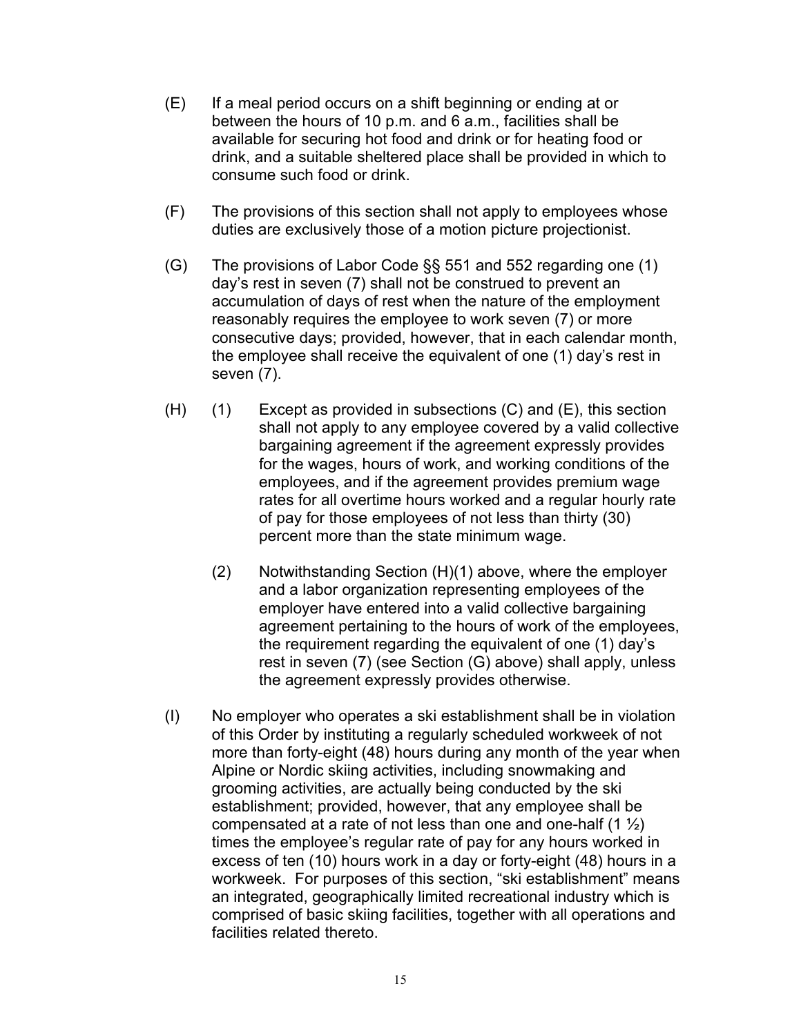(E) If a meal period occurs on a shift beginning or ending at or between the hours of 10 p.m. and 6 a.m., facilities shall be available for securing hot food and drink or for heating food or drink, and a suitable sheltered place shall be provided in which to consume such food or drink.

(F) The provisions of this section shall not apply to employees whose duties are exclusively those of a motion picture projectionist.

(G) The provisions of Labor Code §§ 551 and 552 regarding one (1) day's rest in seven (7) shall not be construed to prevent an accumulation of days of rest when the nature of the employment reasonably requires the employee to work seven (7) or more consecutive days; provided, however, that in each calendar month, the employee shall receive the equivalent of one (1) day's rest in seven (7).

(H) (1) Except as provided in subsections (C) and (E), this section shall not apply to any employee covered by a valid collective bargaining agreement if the agreement expressly provides for the wages, hours of work, and working conditions of the employees, and if the agreement provides premium wage rates for all overtime hours worked and a regular hourly rate of pay for those employees of not less than thirty (30) percent more than the state minimum wage.

(2) Notwithstanding Section (H)(1) above, where the employer and a labor organization representing employees of the employer have entered into a valid collective bargaining agreement pertaining to the hours of work of the employees, the requirement regarding the equivalent of one (1) day's rest in seven (7) (see Section (G) above) shall apply, unless the agreement expressly provides otherwise.

(I) No employer who operates a ski establishment shall be in violation of this Order by instituting a regularly scheduled workweek of not more than forty-eight (48) hours during any month of the year when Alpine or Nordic skiing activities, including snowmaking and grooming activities, are actually being conducted by the ski establishment; provided, however, that any employee shall be compensated at a rate of not less than one and one-half (1 ½) times the employee's regular rate of pay for any hours worked in excess of ten (10) hours work in a day or forty-eight (48) hours in a workweek. For purposes of this section, "ski establishment" means an integrated, geographically limited recreational industry which is comprised of basic skiing facilities, together with all operations and facilities related thereto.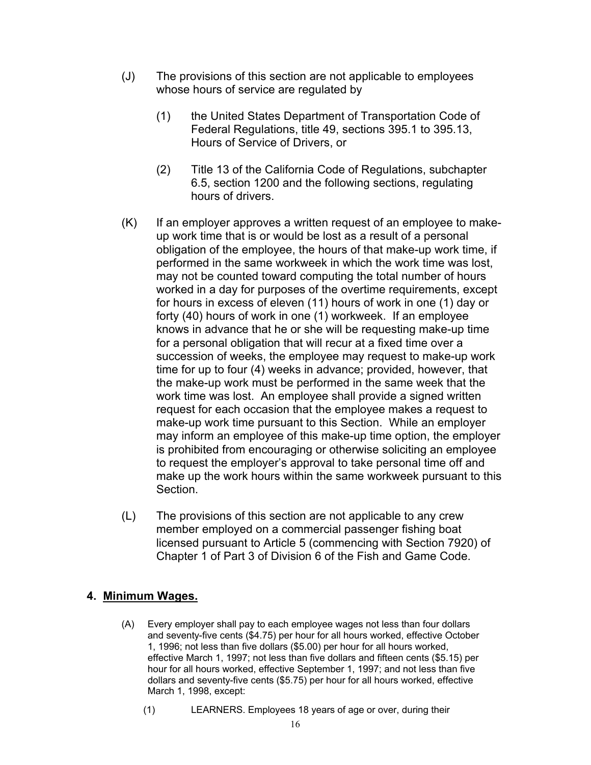(J) The provisions of this section are not applicable to employees whose hours of service are regulated by

(1) the United States Department of Transportation Code of Federal Regulations, title 49, sections 395.1 to 395.13, Hours of Service of Drivers, or

(2) Title 13 of the California Code of Regulations, subchapter 6.5, section 1200 and the following sections, regulating hours of drivers.

(K) If an employer approves a written request of an employee to make-up work time that is or would be lost as a result of a personal obligation of the employee, the hours of that make-up work time, if performed in the same workweek in which the work time was lost, may not be counted toward computing the total number of hours worked in a day for purposes of the overtime requirements, except for hours in excess of eleven (11) hours of work in one (1) day or forty (40) hours of work in one (1) workweek. If an employee knows in advance that he or she will be requesting make-up time for a personal obligation that will recur at a fixed time over a succession of weeks, the employee may request to make-up work time for up to four (4) weeks in advance; provided, however, that the make-up work must be performed in the same week that the work time was lost. An employee shall provide a signed written request for each occasion that the employee makes a request to make-up work time pursuant to this Section. While an employer may inform an employee of this make-up time option, the employer is prohibited from encouraging or otherwise soliciting an employee to request the employer's approval to take personal time off and make up the work hours within the same workweek pursuant to this Section.

(L) The provisions of this section are not applicable to any crew member employed on a commercial passenger fishing boat licensed pursuant to Article 5 (commencing with Section 7920) of Chapter 1 of Part 3 of Division 6 of the Fish and Game Code.

## 4. Minimum Wages.

(A) Every employer shall pay to each employee wages not less than four dollars and seventy-five cents ($4.75) per hour for all hours worked, effective October 1, 1996; not less than five dollars ($5.00) per hour for all hours worked, effective March 1, 1997; not less than five dollars and fifteen cents ($5.15) per hour for all hours worked, effective September 1, 1997; and not less than five dollars and seventy-five cents ($5.75) per hour for all hours worked, effective March 1, 1998, except:

(1) LEARNERS. Employees 18 years of age or over, during their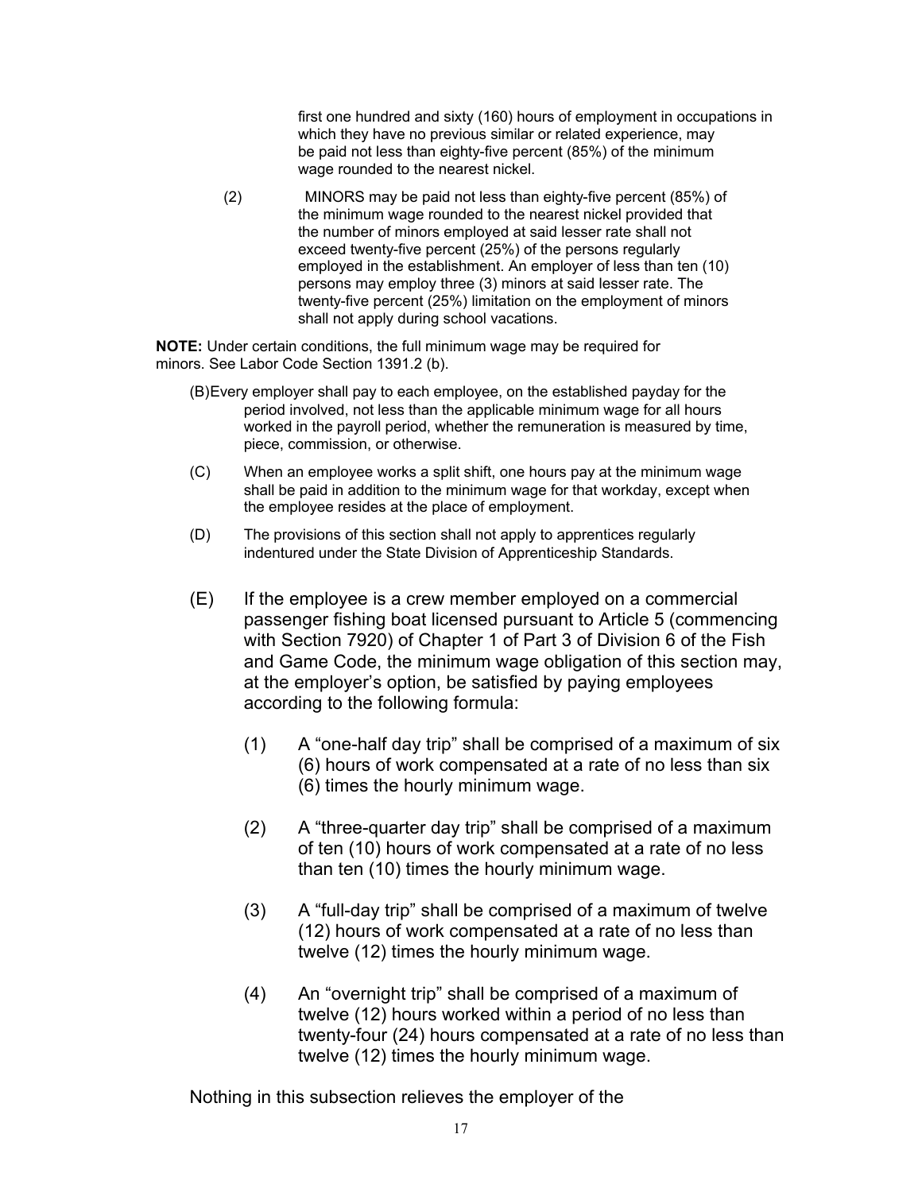first one hundred and sixty (160) hours of employment in occupations in which they have no previous similar or related experience, may be paid not less than eighty-five percent (85%) of the minimum wage rounded to the nearest nickel.

(2) MINORS may be paid not less than eighty-five percent (85%) of the minimum wage rounded to the nearest nickel provided that the number of minors employed at said lesser rate shall not exceed twenty-five percent (25%) of the persons regularly employed in the establishment. An employer of less than ten (10) persons may employ three (3) minors at said lesser rate. The twenty-five percent (25%) limitation on the employment of minors shall not apply during school vacations.

**NOTE:** Under certain conditions, the full minimum wage may be required for minors. See Labor Code Section 1391.2 (b).

(B) Every employer shall pay to each employee, on the established payday for the period involved, not less than the applicable minimum wage for all hours worked in the payroll period, whether the remuneration is measured by time, piece, commission, or otherwise.

(C) When an employee works a split shift, one hours pay at the minimum wage shall be paid in addition to the minimum wage for that workday, except when the employee resides at the place of employment.

(D) The provisions of this section shall not apply to apprentices regularly indentured under the State Division of Apprenticeship Standards.

(E) If the employee is a crew member employed on a commercial passenger fishing boat licensed pursuant to Article 5 (commencing with Section 7920) of Chapter 1 of Part 3 of Division 6 of the Fish and Game Code, the minimum wage obligation of this section may, at the employer's option, be satisfied by paying employees according to the following formula:

(1) A "one-half day trip" shall be comprised of a maximum of six (6) hours of work compensated at a rate of no less than six (6) times the hourly minimum wage.

(2) A "three-quarter day trip" shall be comprised of a maximum of ten (10) hours of work compensated at a rate of no less than ten (10) times the hourly minimum wage.

(3) A "full-day trip" shall be comprised of a maximum of twelve (12) hours of work compensated at a rate of no less than twelve (12) times the hourly minimum wage.

(4) An "overnight trip" shall be comprised of a maximum of twelve (12) hours worked within a period of no less than twenty-four (24) hours compensated at a rate of no less than twelve (12) times the hourly minimum wage.

Nothing in this subsection relieves the employer of the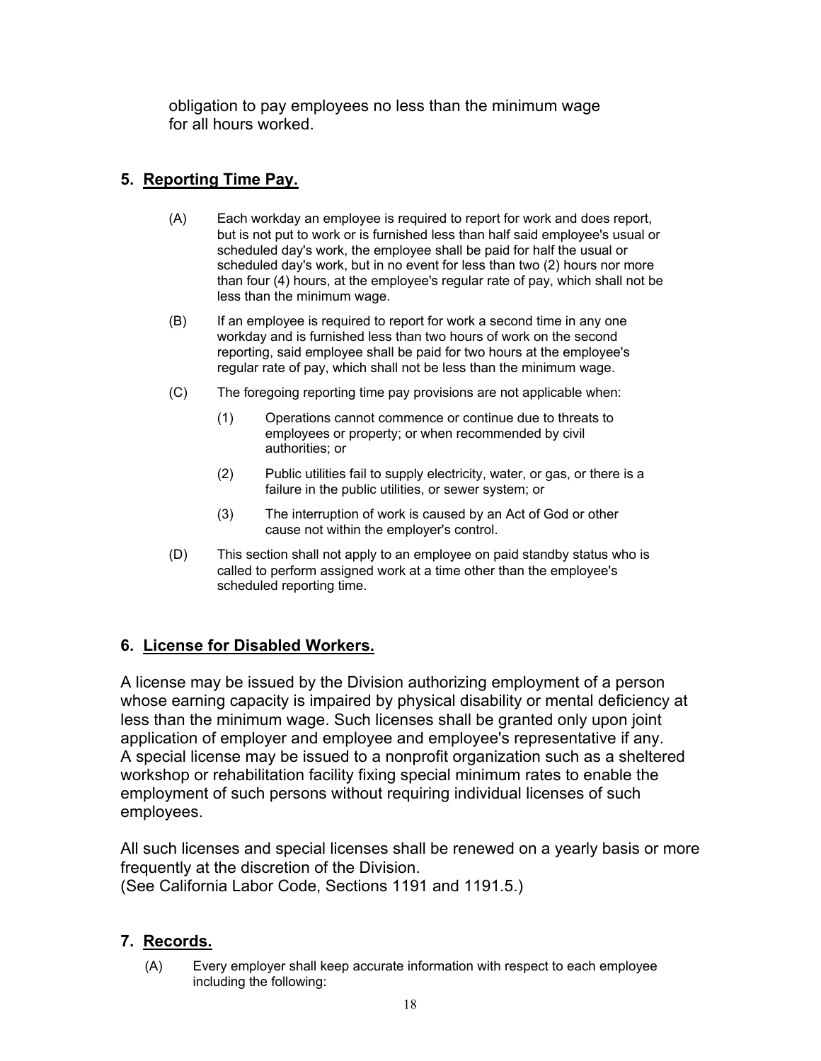obligation to pay employees no less than the minimum wage for all hours worked.

## 5. Reporting Time Pay.

(A) Each workday an employee is required to report for work and does report, but is not put to work or is furnished less than half said employee's usual or scheduled day's work, the employee shall be paid for half the usual or scheduled day's work, but in no event for less than two (2) hours nor more than four (4) hours, at the employee's regular rate of pay, which shall not be less than the minimum wage.

(B) If an employee is required to report for work a second time in any one workday and is furnished less than two hours of work on the second reporting, said employee shall be paid for two hours at the employee's regular rate of pay, which shall not be less than the minimum wage.

(C) The foregoing reporting time pay provisions are not applicable when:

(1) Operations cannot commence or continue due to threats to employees or property; or when recommended by civil authorities; or

(2) Public utilities fail to supply electricity, water, or gas, or there is a failure in the public utilities, or sewer system; or

(3) The interruption of work is caused by an Act of God or other cause not within the employer's control.

(D) This section shall not apply to an employee on paid standby status who is called to perform assigned work at a time other than the employee's scheduled reporting time.

## 6. License for Disabled Workers.

A license may be issued by the Division authorizing employment of a person whose earning capacity is impaired by physical disability or mental deficiency at less than the minimum wage. Such licenses shall be granted only upon joint application of employer and employee and employee's representative if any. A special license may be issued to a nonprofit organization such as a sheltered workshop or rehabilitation facility fixing special minimum rates to enable the employment of such persons without requiring individual licenses of such employees.

All such licenses and special licenses shall be renewed on a yearly basis or more frequently at the discretion of the Division.
(See California Labor Code, Sections 1191 and 1191.5.)

## 7. Records.

(A) Every employer shall keep accurate information with respect to each employee including the following: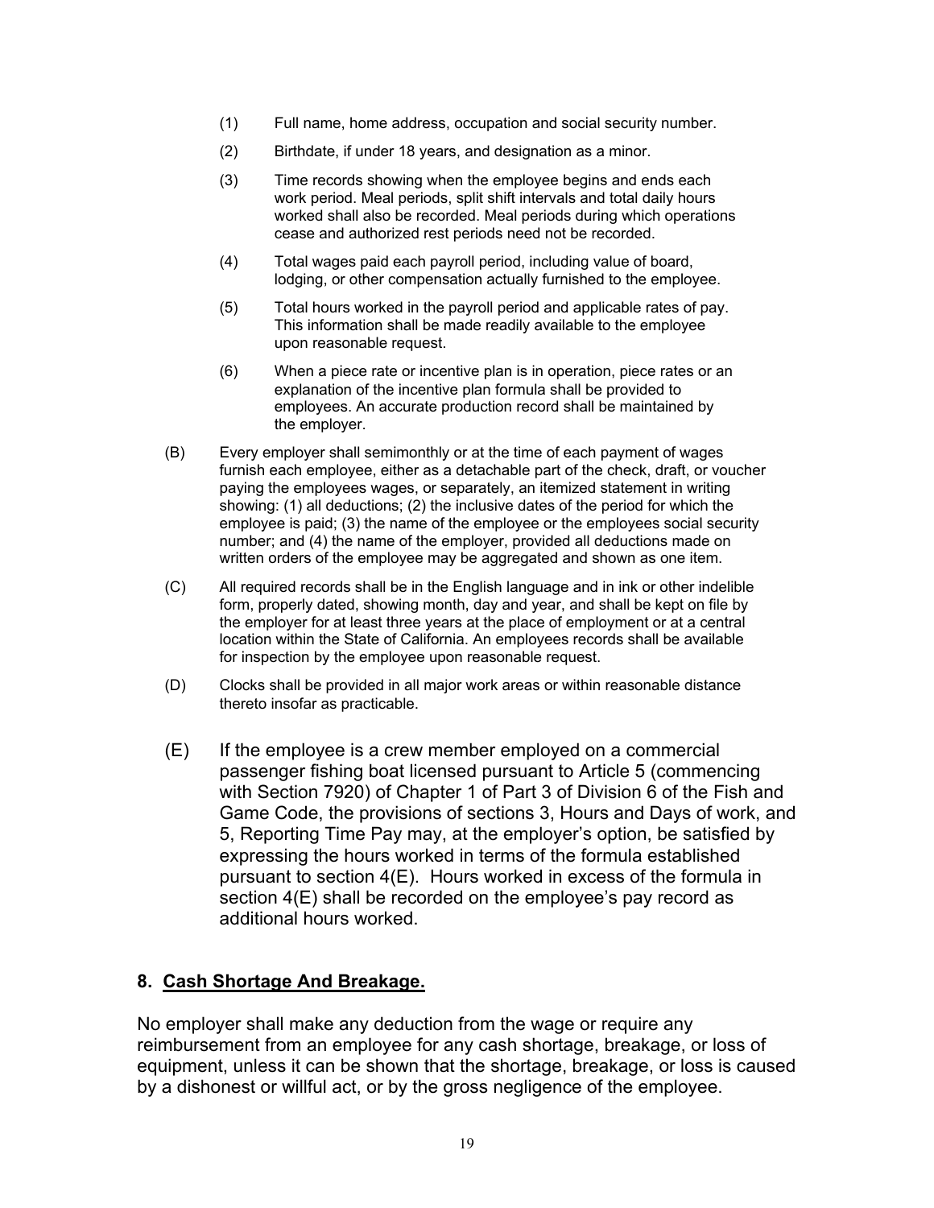(1) Full name, home address, occupation and social security number.

(2) Birthdate, if under 18 years, and designation as a minor.

(3) Time records showing when the employee begins and ends each work period. Meal periods, split shift intervals and total daily hours worked shall also be recorded. Meal periods during which operations cease and authorized rest periods need not be recorded.

(4) Total wages paid each payroll period, including value of board, lodging, or other compensation actually furnished to the employee.

(5) Total hours worked in the payroll period and applicable rates of pay. This information shall be made readily available to the employee upon reasonable request.

(6) When a piece rate or incentive plan is in operation, piece rates or an explanation of the incentive plan formula shall be provided to employees. An accurate production record shall be maintained by the employer.

(B) Every employer shall semimonthly or at the time of each payment of wages furnish each employee, either as a detachable part of the check, draft, or voucher paying the employees wages, or separately, an itemized statement in writing showing: (1) all deductions; (2) the inclusive dates of the period for which the employee is paid; (3) the name of the employee or the employees social security number; and (4) the name of the employer, provided all deductions made on written orders of the employee may be aggregated and shown as one item.

(C) All required records shall be in the English language and in ink or other indelible form, properly dated, showing month, day and year, and shall be kept on file by the employer for at least three years at the place of employment or at a central location within the State of California. An employees records shall be available for inspection by the employee upon reasonable request.

(D) Clocks shall be provided in all major work areas or within reasonable distance thereto insofar as practicable.

(E) If the employee is a crew member employed on a commercial passenger fishing boat licensed pursuant to Article 5 (commencing with Section 7920) of Chapter 1 of Part 3 of Division 6 of the Fish and Game Code, the provisions of sections 3, Hours and Days of work, and 5, Reporting Time Pay may, at the employer's option, be satisfied by expressing the hours worked in terms of the formula established pursuant to section 4(E). Hours worked in excess of the formula in section 4(E) shall be recorded on the employee's pay record as additional hours worked.

## 8. Cash Shortage And Breakage.

No employer shall make any deduction from the wage or require any reimbursement from an employee for any cash shortage, breakage, or loss of equipment, unless it can be shown that the shortage, breakage, or loss is caused by a dishonest or willful act, or by the gross negligence of the employee.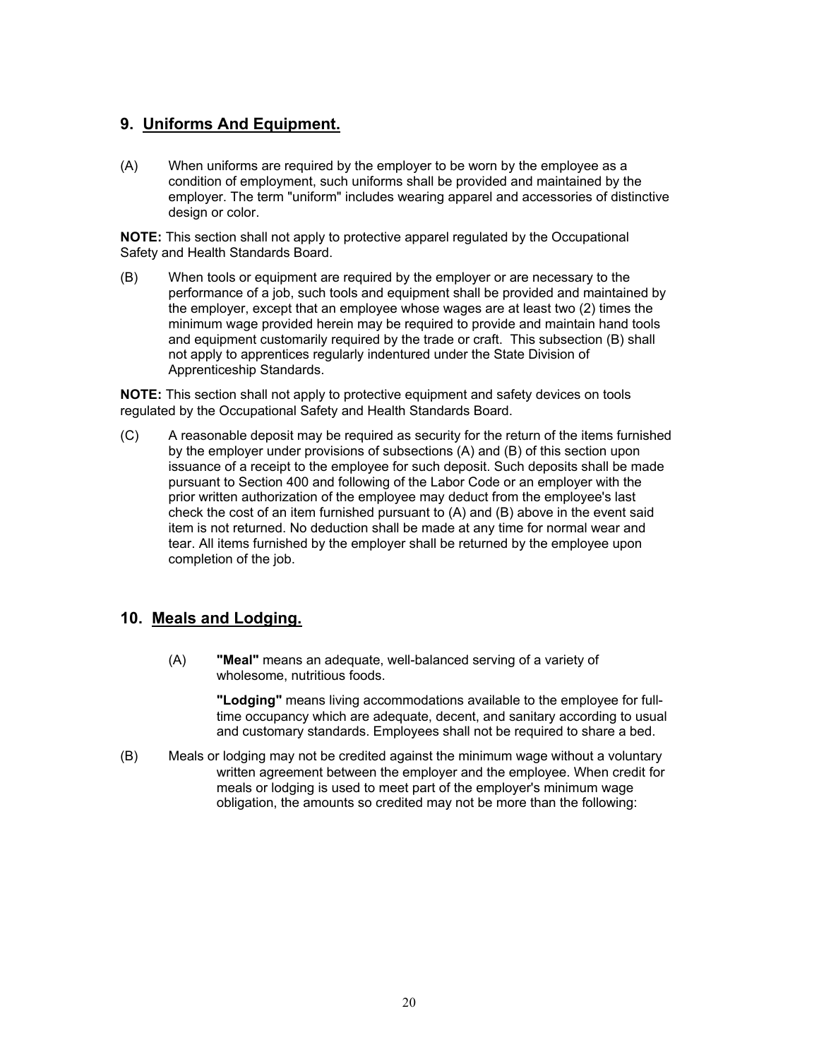## 9. Uniforms And Equipment.

(A) When uniforms are required by the employer to be worn by the employee as a condition of employment, such uniforms shall be provided and maintained by the employer. The term "uniform" includes wearing apparel and accessories of distinctive design or color.

**NOTE:** This section shall not apply to protective apparel regulated by the Occupational Safety and Health Standards Board.

(B) When tools or equipment are required by the employer or are necessary to the performance of a job, such tools and equipment shall be provided and maintained by the employer, except that an employee whose wages are at least two (2) times the minimum wage provided herein may be required to provide and maintain hand tools and equipment customarily required by the trade or craft. This subsection (B) shall not apply to apprentices regularly indentured under the State Division of Apprenticeship Standards.

**NOTE:** This section shall not apply to protective equipment and safety devices on tools regulated by the Occupational Safety and Health Standards Board.

(C) A reasonable deposit may be required as security for the return of the items furnished by the employer under provisions of subsections (A) and (B) of this section upon issuance of a receipt to the employee for such deposit. Such deposits shall be made pursuant to Section 400 and following of the Labor Code or an employer with the prior written authorization of the employee may deduct from the employee's last check the cost of an item furnished pursuant to (A) and (B) above in the event said item is not returned. No deduction shall be made at any time for normal wear and tear. All items furnished by the employer shall be returned by the employee upon completion of the job.

## 10. Meals and Lodging.

(A) **"Meal"** means an adequate, well-balanced serving of a variety of wholesome, nutritious foods.

**"Lodging"** means living accommodations available to the employee for full-time occupancy which are adequate, decent, and sanitary according to usual and customary standards. Employees shall not be required to share a bed.

(B) Meals or lodging may not be credited against the minimum wage without a voluntary written agreement between the employer and the employee. When credit for meals or lodging is used to meet part of the employer's minimum wage obligation, the amounts so credited may not be more than the following: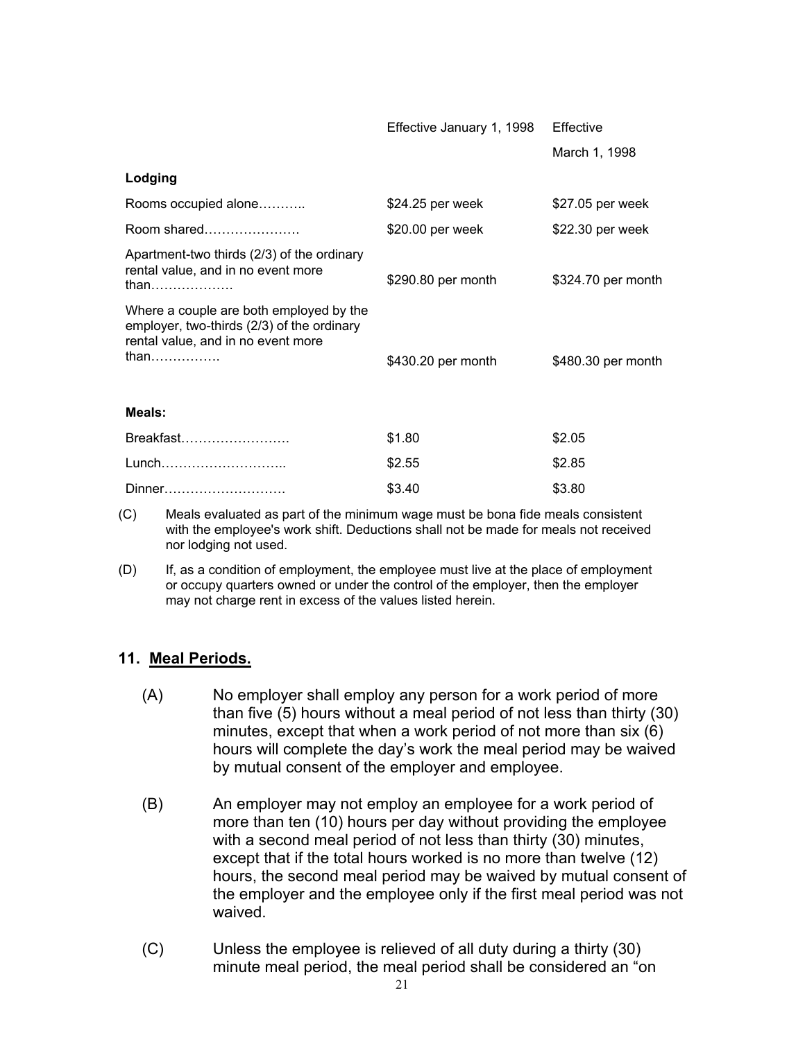| | Effective January 1, 1998 | Effective March 1, 1998 |
|---|---|---|
| **Lodging** | | |
| Rooms occupied alone……….. | $24.25 per week | $27.05 per week |
| Room shared…………………. | $20.00 per week | $22.30 per week |
| Apartment-two thirds (2/3) of the ordinary rental value, and in no event more than………………. | $290.80 per month | $324.70 per month |
| Where a couple are both employed by the employer, two-thirds (2/3) of the ordinary rental value, and in no event more than……………. | $430.20 per month | $480.30 per month |
| **Meals:** | | |
| Breakfast……………………. | $1.80 | $2.05 |
| Lunch……………………….. | $2.55 | $2.85 |
| Dinner………………………. | $3.40 | $3.80 |

(C) Meals evaluated as part of the minimum wage must be bona fide meals consistent with the employee's work shift. Deductions shall not be made for meals not received nor lodging not used.

(D) If, as a condition of employment, the employee must live at the place of employment or occupy quarters owned or under the control of the employer, then the employer may not charge rent in excess of the values listed herein.

## 11. Meal Periods.

(A) No employer shall employ any person for a work period of more than five (5) hours without a meal period of not less than thirty (30) minutes, except that when a work period of not more than six (6) hours will complete the day's work the meal period may be waived by mutual consent of the employer and employee.

(B) An employer may not employ an employee for a work period of more than ten (10) hours per day without providing the employee with a second meal period of not less than thirty (30) minutes, except that if the total hours worked is no more than twelve (12) hours, the second meal period may be waived by mutual consent of the employer and the employee only if the first meal period was not waived.

(C) Unless the employee is relieved of all duty during a thirty (30) minute meal period, the meal period shall be considered an "on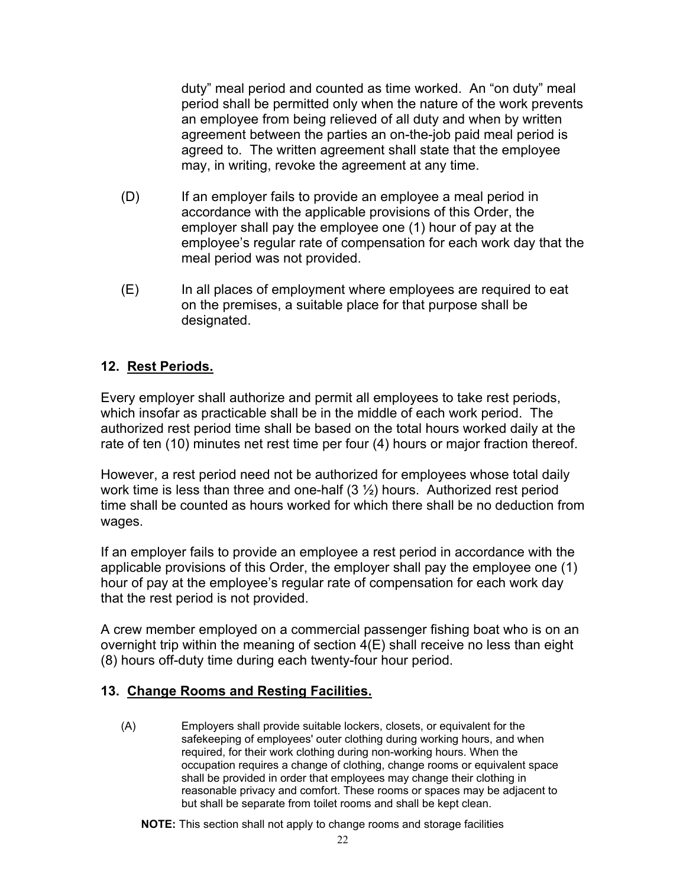duty" meal period and counted as time worked. An "on duty" meal period shall be permitted only when the nature of the work prevents an employee from being relieved of all duty and when by written agreement between the parties an on-the-job paid meal period is agreed to. The written agreement shall state that the employee may, in writing, revoke the agreement at any time.

(D) If an employer fails to provide an employee a meal period in accordance with the applicable provisions of this Order, the employer shall pay the employee one (1) hour of pay at the employee's regular rate of compensation for each work day that the meal period was not provided.

(E) In all places of employment where employees are required to eat on the premises, a suitable place for that purpose shall be designated.

## 12. Rest Periods.

Every employer shall authorize and permit all employees to take rest periods, which insofar as practicable shall be in the middle of each work period. The authorized rest period time shall be based on the total hours worked daily at the rate of ten (10) minutes net rest time per four (4) hours or major fraction thereof.

However, a rest period need not be authorized for employees whose total daily work time is less than three and one-half (3 ½) hours. Authorized rest period time shall be counted as hours worked for which there shall be no deduction from wages.

If an employer fails to provide an employee a rest period in accordance with the applicable provisions of this Order, the employer shall pay the employee one (1) hour of pay at the employee's regular rate of compensation for each work day that the rest period is not provided.

A crew member employed on a commercial passenger fishing boat who is on an overnight trip within the meaning of section 4(E) shall receive no less than eight (8) hours off-duty time during each twenty-four hour period.

## 13. Change Rooms and Resting Facilities.

(A) Employers shall provide suitable lockers, closets, or equivalent for the safekeeping of employees' outer clothing during working hours, and when required, for their work clothing during non-working hours. When the occupation requires a change of clothing, change rooms or equivalent space shall be provided in order that employees may change their clothing in reasonable privacy and comfort. These rooms or spaces may be adjacent to but shall be separate from toilet rooms and shall be kept clean.

**NOTE:** This section shall not apply to change rooms and storage facilities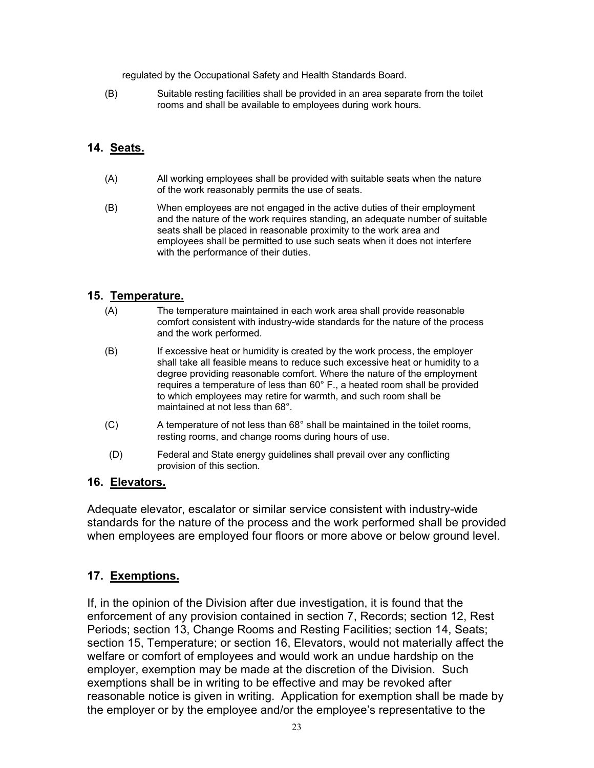regulated by the Occupational Safety and Health Standards Board.

(B) Suitable resting facilities shall be provided in an area separate from the toilet rooms and shall be available to employees during work hours.

## 14. Seats.

(A) All working employees shall be provided with suitable seats when the nature of the work reasonably permits the use of seats.

(B) When employees are not engaged in the active duties of their employment and the nature of the work requires standing, an adequate number of suitable seats shall be placed in reasonable proximity to the work area and employees shall be permitted to use such seats when it does not interfere with the performance of their duties.

## 15. Temperature.

(A) The temperature maintained in each work area shall provide reasonable comfort consistent with industry-wide standards for the nature of the process and the work performed.

(B) If excessive heat or humidity is created by the work process, the employer shall take all feasible means to reduce such excessive heat or humidity to a degree providing reasonable comfort. Where the nature of the employment requires a temperature of less than 60° F., a heated room shall be provided to which employees may retire for warmth, and such room shall be maintained at not less than 68°.

(C) A temperature of not less than 68° shall be maintained in the toilet rooms, resting rooms, and change rooms during hours of use.

(D) Federal and State energy guidelines shall prevail over any conflicting provision of this section.

## 16. Elevators.

Adequate elevator, escalator or similar service consistent with industry-wide standards for the nature of the process and the work performed shall be provided when employees are employed four floors or more above or below ground level.

## 17. Exemptions.

If, in the opinion of the Division after due investigation, it is found that the enforcement of any provision contained in section 7, Records; section 12, Rest Periods; section 13, Change Rooms and Resting Facilities; section 14, Seats; section 15, Temperature; or section 16, Elevators, would not materially affect the welfare or comfort of employees and would work an undue hardship on the employer, exemption may be made at the discretion of the Division. Such exemptions shall be in writing to be effective and may be revoked after reasonable notice is given in writing. Application for exemption shall be made by the employer or by the employee and/or the employee's representative to the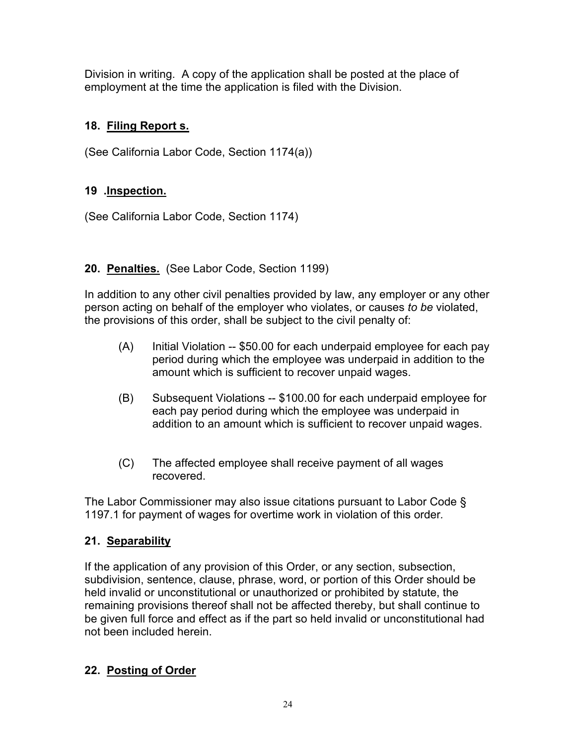Division in writing. A copy of the application shall be posted at the place of employment at the time the application is filed with the Division.

**18. Filing Report s.**

(See California Labor Code, Section 1174(a))

**19 .Inspection.**

(See California Labor Code, Section 1174)

**20. Penalties.** (See Labor Code, Section 1199)

In addition to any other civil penalties provided by law, any employer or any other person acting on behalf of the employer who violates, or causes *to be* violated, the provisions of this order, shall be subject to the civil penalty of:

(A) Initial Violation -- $50.00 for each underpaid employee for each pay period during which the employee was underpaid in addition to the amount which is sufficient to recover unpaid wages.

(B) Subsequent Violations -- $100.00 for each underpaid employee for each pay period during which the employee was underpaid in addition to an amount which is sufficient to recover unpaid wages.

(C) The affected employee shall receive payment of all wages recovered.

The Labor Commissioner may also issue citations pursuant to Labor Code § 1197.1 for payment of wages for overtime work in violation of this order.

**21. Separability**

If the application of any provision of this Order, or any section, subsection, subdivision, sentence, clause, phrase, word, or portion of this Order should be held invalid or unconstitutional or unauthorized or prohibited by statute, the remaining provisions thereof shall not be affected thereby, but shall continue to be given full force and effect as if the part so held invalid or unconstitutional had not been included herein.

**22. Posting of Order**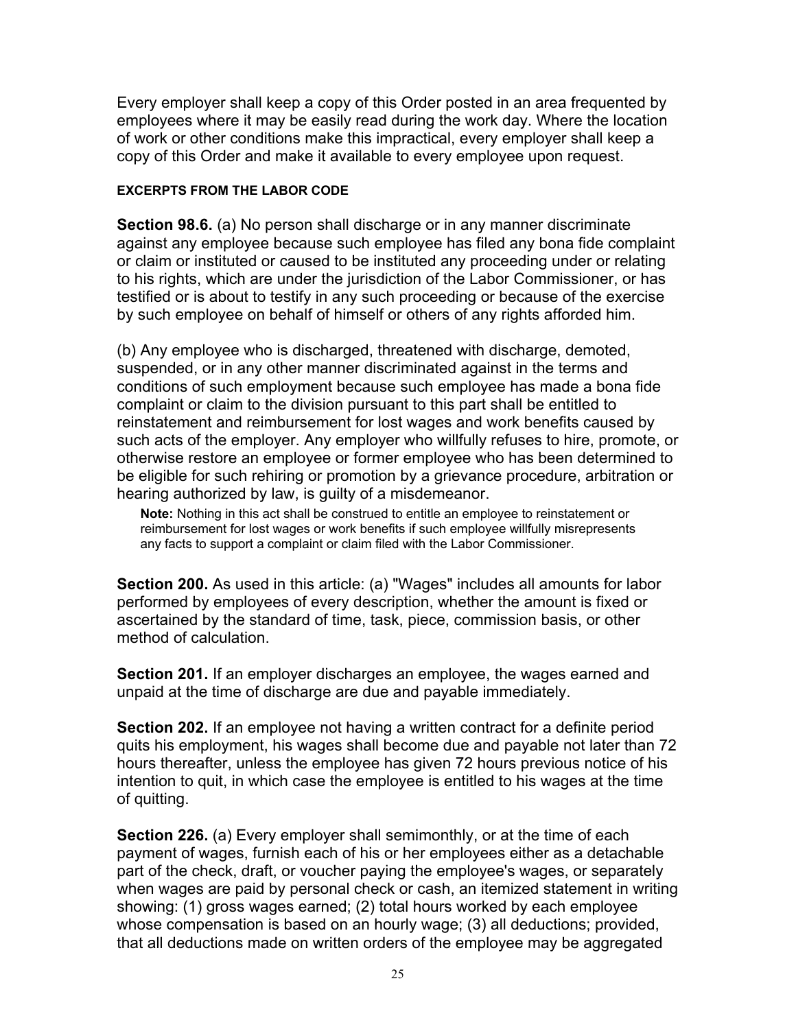Every employer shall keep a copy of this Order posted in an area frequented by employees where it may be easily read during the work day. Where the location of work or other conditions make this impractical, every employer shall keep a copy of this Order and make it available to every employee upon request.

#### EXCERPTS FROM THE LABOR CODE

**Section 98.6.** (a) No person shall discharge or in any manner discriminate against any employee because such employee has filed any bona fide complaint or claim or instituted or caused to be instituted any proceeding under or relating to his rights, which are under the jurisdiction of the Labor Commissioner, or has testified or is about to testify in any such proceeding or because of the exercise by such employee on behalf of himself or others of any rights afforded him.

(b) Any employee who is discharged, threatened with discharge, demoted, suspended, or in any other manner discriminated against in the terms and conditions of such employment because such employee has made a bona fide complaint or claim to the division pursuant to this part shall be entitled to reinstatement and reimbursement for lost wages and work benefits caused by such acts of the employer. Any employer who willfully refuses to hire, promote, or otherwise restore an employee or former employee who has been determined to be eligible for such rehiring or promotion by a grievance procedure, arbitration or hearing authorized by law, is guilty of a misdemeanor.

> **Note:** Nothing in this act shall be construed to entitle an employee to reinstatement or reimbursement for lost wages or work benefits if such employee willfully misrepresents any facts to support a complaint or claim filed with the Labor Commissioner.

**Section 200.** As used in this article: (a) "Wages" includes all amounts for labor performed by employees of every description, whether the amount is fixed or ascertained by the standard of time, task, piece, commission basis, or other method of calculation.

**Section 201.** If an employer discharges an employee, the wages earned and unpaid at the time of discharge are due and payable immediately.

**Section 202.** If an employee not having a written contract for a definite period quits his employment, his wages shall become due and payable not later than 72 hours thereafter, unless the employee has given 72 hours previous notice of his intention to quit, in which case the employee is entitled to his wages at the time of quitting.

**Section 226.** (a) Every employer shall semimonthly, or at the time of each payment of wages, furnish each of his or her employees either as a detachable part of the check, draft, or voucher paying the employee's wages, or separately when wages are paid by personal check or cash, an itemized statement in writing showing: (1) gross wages earned; (2) total hours worked by each employee whose compensation is based on an hourly wage; (3) all deductions; provided, that all deductions made on written orders of the employee may be aggregated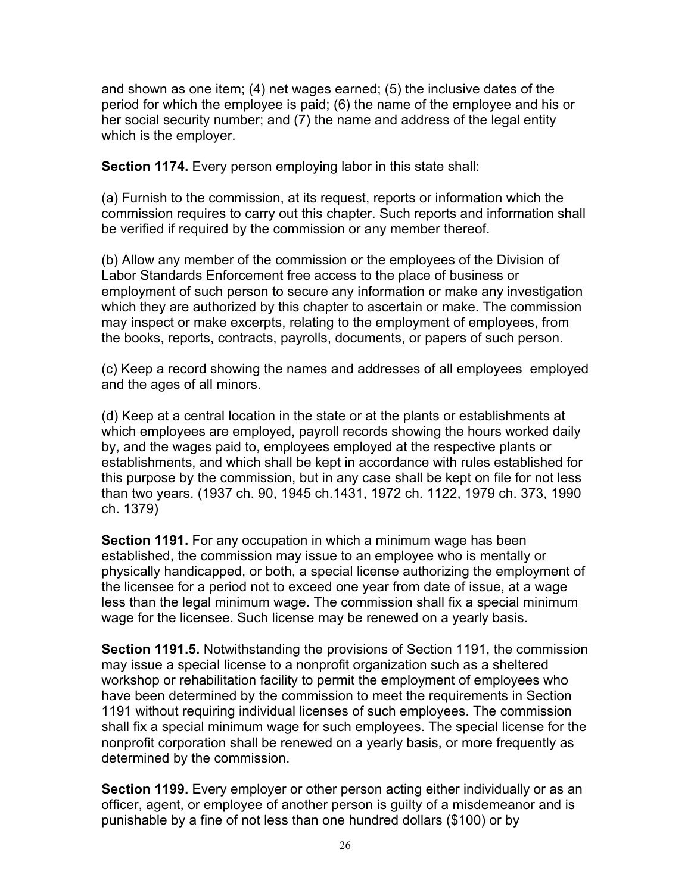and shown as one item; (4) net wages earned; (5) the inclusive dates of the period for which the employee is paid; (6) the name of the employee and his or her social security number; and (7) the name and address of the legal entity which is the employer.

**Section 1174.** Every person employing labor in this state shall:

(a) Furnish to the commission, at its request, reports or information which the commission requires to carry out this chapter. Such reports and information shall be verified if required by the commission or any member thereof.

(b) Allow any member of the commission or the employees of the Division of Labor Standards Enforcement free access to the place of business or employment of such person to secure any information or make any investigation which they are authorized by this chapter to ascertain or make. The commission may inspect or make excerpts, relating to the employment of employees, from the books, reports, contracts, payrolls, documents, or papers of such person.

(c) Keep a record showing the names and addresses of all employees employed and the ages of all minors.

(d) Keep at a central location in the state or at the plants or establishments at which employees are employed, payroll records showing the hours worked daily by, and the wages paid to, employees employed at the respective plants or establishments, and which shall be kept in accordance with rules established for this purpose by the commission, but in any case shall be kept on file for not less than two years. (1937 ch. 90, 1945 ch.1431, 1972 ch. 1122, 1979 ch. 373, 1990 ch. 1379)

**Section 1191.** For any occupation in which a minimum wage has been established, the commission may issue to an employee who is mentally or physically handicapped, or both, a special license authorizing the employment of the licensee for a period not to exceed one year from date of issue, at a wage less than the legal minimum wage. The commission shall fix a special minimum wage for the licensee. Such license may be renewed on a yearly basis.

**Section 1191.5.** Notwithstanding the provisions of Section 1191, the commission may issue a special license to a nonprofit organization such as a sheltered workshop or rehabilitation facility to permit the employment of employees who have been determined by the commission to meet the requirements in Section 1191 without requiring individual licenses of such employees. The commission shall fix a special minimum wage for such employees. The special license for the nonprofit corporation shall be renewed on a yearly basis, or more frequently as determined by the commission.

**Section 1199.** Every employer or other person acting either individually or as an officer, agent, or employee of another person is guilty of a misdemeanor and is punishable by a fine of not less than one hundred dollars ($100) or by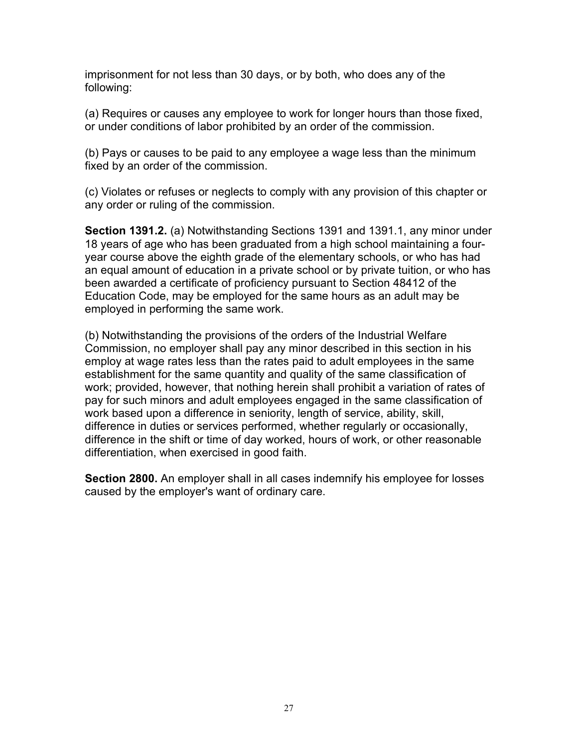imprisonment for not less than 30 days, or by both, who does any of the following:

(a) Requires or causes any employee to work for longer hours than those fixed, or under conditions of labor prohibited by an order of the commission.

(b) Pays or causes to be paid to any employee a wage less than the minimum fixed by an order of the commission.

(c) Violates or refuses or neglects to comply with any provision of this chapter or any order or ruling of the commission.

**Section 1391.2.** (a) Notwithstanding Sections 1391 and 1391.1, any minor under 18 years of age who has been graduated from a high school maintaining a four-year course above the eighth grade of the elementary schools, or who has had an equal amount of education in a private school or by private tuition, or who has been awarded a certificate of proficiency pursuant to Section 48412 of the Education Code, may be employed for the same hours as an adult may be employed in performing the same work.

(b) Notwithstanding the provisions of the orders of the Industrial Welfare Commission, no employer shall pay any minor described in this section in his employ at wage rates less than the rates paid to adult employees in the same establishment for the same quantity and quality of the same classification of work; provided, however, that nothing herein shall prohibit a variation of rates of pay for such minors and adult employees engaged in the same classification of work based upon a difference in seniority, length of service, ability, skill, difference in duties or services performed, whether regularly or occasionally, difference in the shift or time of day worked, hours of work, or other reasonable differentiation, when exercised in good faith.

**Section 2800.** An employer shall in all cases indemnify his employee for losses caused by the employer's want of ordinary care.